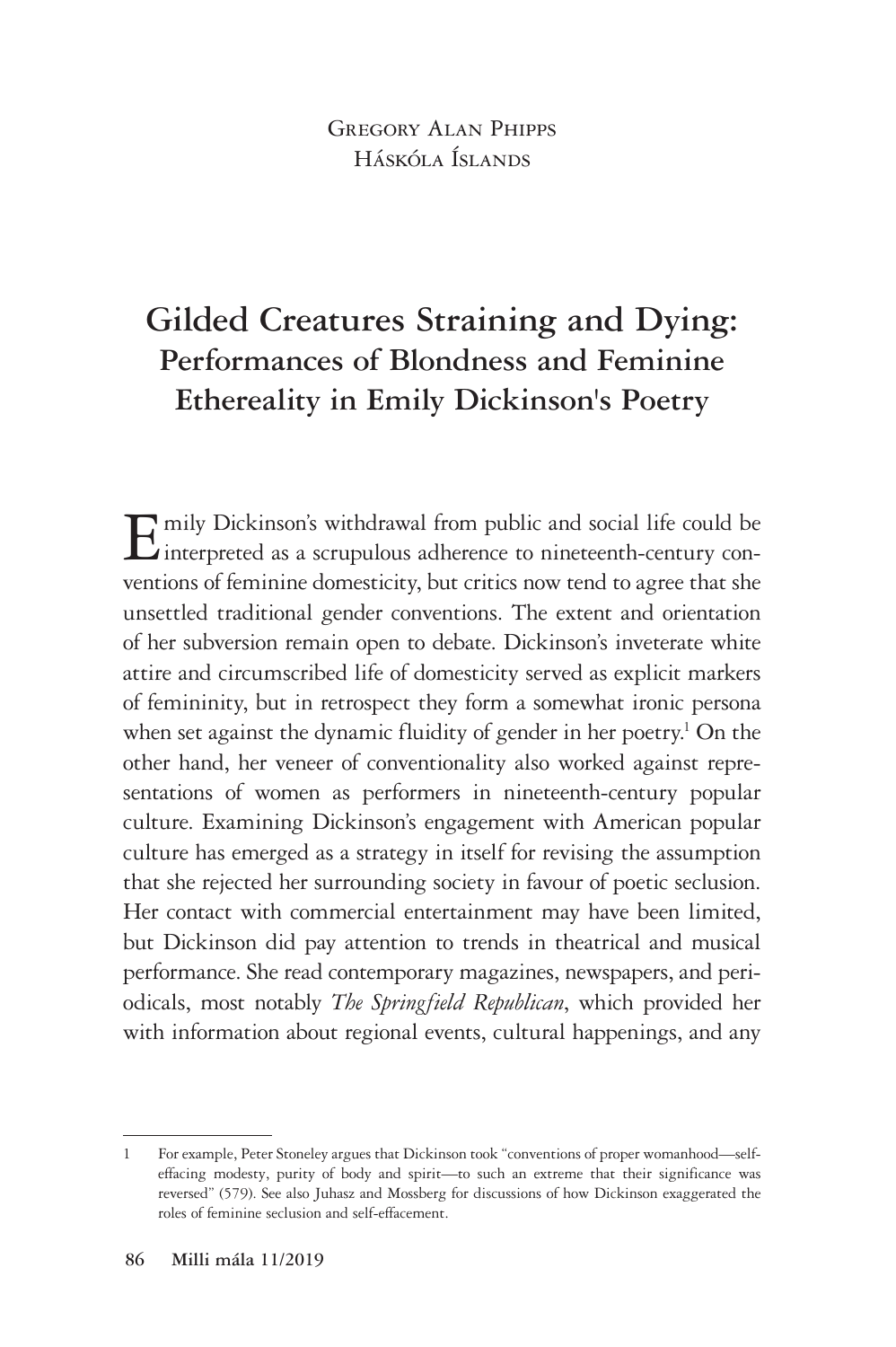Gregory Alan Phipps
Háskóla Íslands

# Gilded Creatures Straining and Dying:
## Performances of Blondness and Feminine Ethereality in Emily Dickinson's Poetry

Emily Dickinson's withdrawal from public and social life could be interpreted as a scrupulous adherence to nineteenth-century conventions of feminine domesticity, but critics now tend to agree that she unsettled traditional gender conventions. The extent and orientation of her subversion remain open to debate. Dickinson's inveterate white attire and circumscribed life of domesticity served as explicit markers of femininity, but in retrospect they form a somewhat ironic persona when set against the dynamic fluidity of gender in her poetry.[1] On the other hand, her veneer of conventionality also worked against representations of women as performers in nineteenth-century popular culture. Examining Dickinson's engagement with American popular culture has emerged as a strategy in itself for revising the assumption that she rejected her surrounding society in favour of poetic seclusion. Her contact with commercial entertainment may have been limited, but Dickinson did pay attention to trends in theatrical and musical performance. She read contemporary magazines, newspapers, and periodicals, most notably *The Springfield Republican*, which provided her with information about regional events, cultural happenings, and any

---

1 For example, Peter Stoneley argues that Dickinson took "conventions of proper womanhood—self-effacing modesty, purity of body and spirit—to such an extreme that their significance was reversed" (579). See also Juhasz and Mossberg for discussions of how Dickinson exaggerated the roles of feminine seclusion and self-effacement.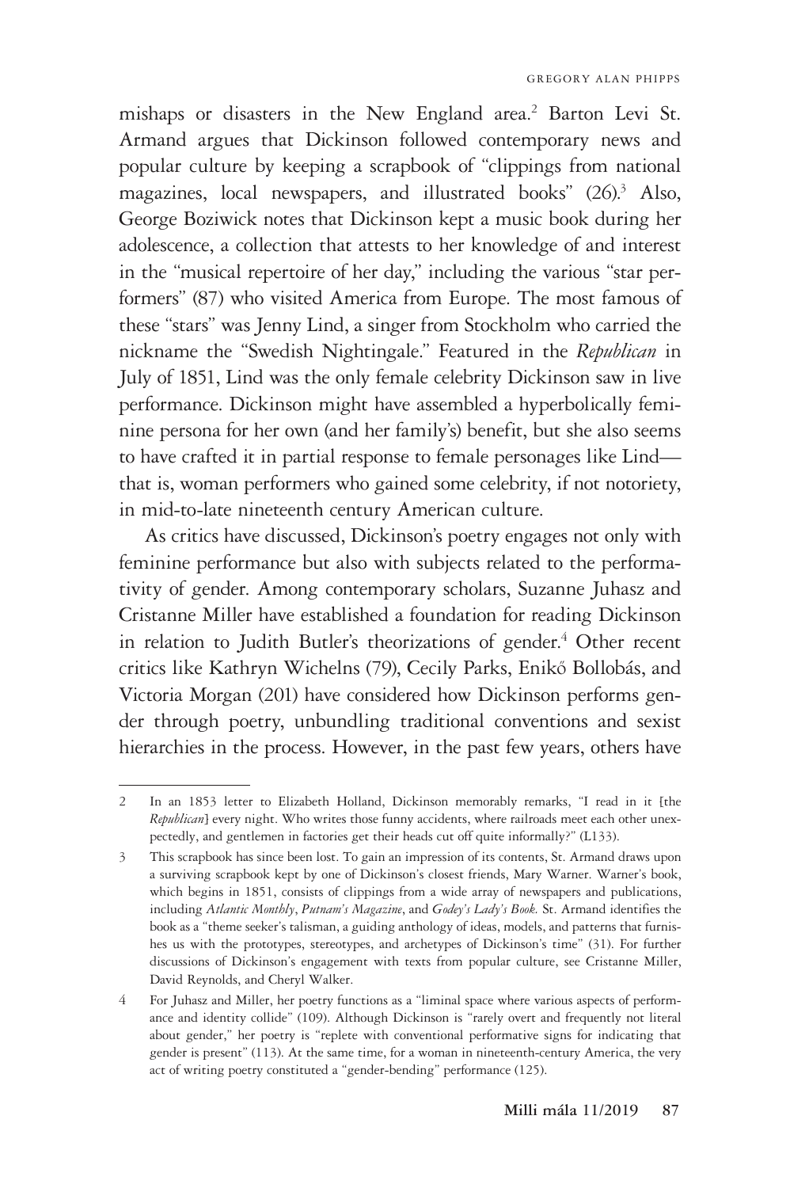mishaps or disasters in the New England area.[2] Barton Levi St. Armand argues that Dickinson followed contemporary news and popular culture by keeping a scrapbook of "clippings from national magazines, local newspapers, and illustrated books" (26).[3] Also, George Boziwick notes that Dickinson kept a music book during her adolescence, a collection that attests to her knowledge of and interest in the "musical repertoire of her day," including the various "star performers" (87) who visited America from Europe. The most famous of these "stars" was Jenny Lind, a singer from Stockholm who carried the nickname the "Swedish Nightingale." Featured in the *Republican* in July of 1851, Lind was the only female celebrity Dickinson saw in live performance. Dickinson might have assembled a hyperbolically feminine persona for her own (and her family's) benefit, but she also seems to have crafted it in partial response to female personages like Lind—that is, woman performers who gained some celebrity, if not notoriety, in mid-to-late nineteenth century American culture.

As critics have discussed, Dickinson's poetry engages not only with feminine performance but also with subjects related to the performativity of gender. Among contemporary scholars, Suzanne Juhasz and Cristanne Miller have established a foundation for reading Dickinson in relation to Judith Butler's theorizations of gender.[4] Other recent critics like Kathryn Wichelns (79), Cecily Parks, Enikő Bollobás, and Victoria Morgan (201) have considered how Dickinson performs gender through poetry, unbundling traditional conventions and sexist hierarchies in the process. However, in the past few years, others have

---

2 In an 1853 letter to Elizabeth Holland, Dickinson memorably remarks, "I read in it [the *Republican*] every night. Who writes those funny accidents, where railroads meet each other unexpectedly, and gentlemen in factories get their heads cut off quite informally?" (L133).

3 This scrapbook has since been lost. To gain an impression of its contents, St. Armand draws upon a surviving scrapbook kept by one of Dickinson's closest friends, Mary Warner. Warner's book, which begins in 1851, consists of clippings from a wide array of newspapers and publications, including *Atlantic Monthly*, *Putnam's Magazine*, and *Godey's Lady's Book.* St. Armand identifies the book as a "theme seeker's talisman, a guiding anthology of ideas, models, and patterns that furnishes us with the prototypes, stereotypes, and archetypes of Dickinson's time" (31). For further discussions of Dickinson's engagement with texts from popular culture, see Cristanne Miller, David Reynolds, and Cheryl Walker.

4 For Juhasz and Miller, her poetry functions as a "liminal space where various aspects of performance and identity collide" (109). Although Dickinson is "rarely overt and frequently not literal about gender," her poetry is "replete with conventional performative signs for indicating that gender is present" (113). At the same time, for a woman in nineteenth-century America, the very act of writing poetry constituted a "gender-bending" performance (125).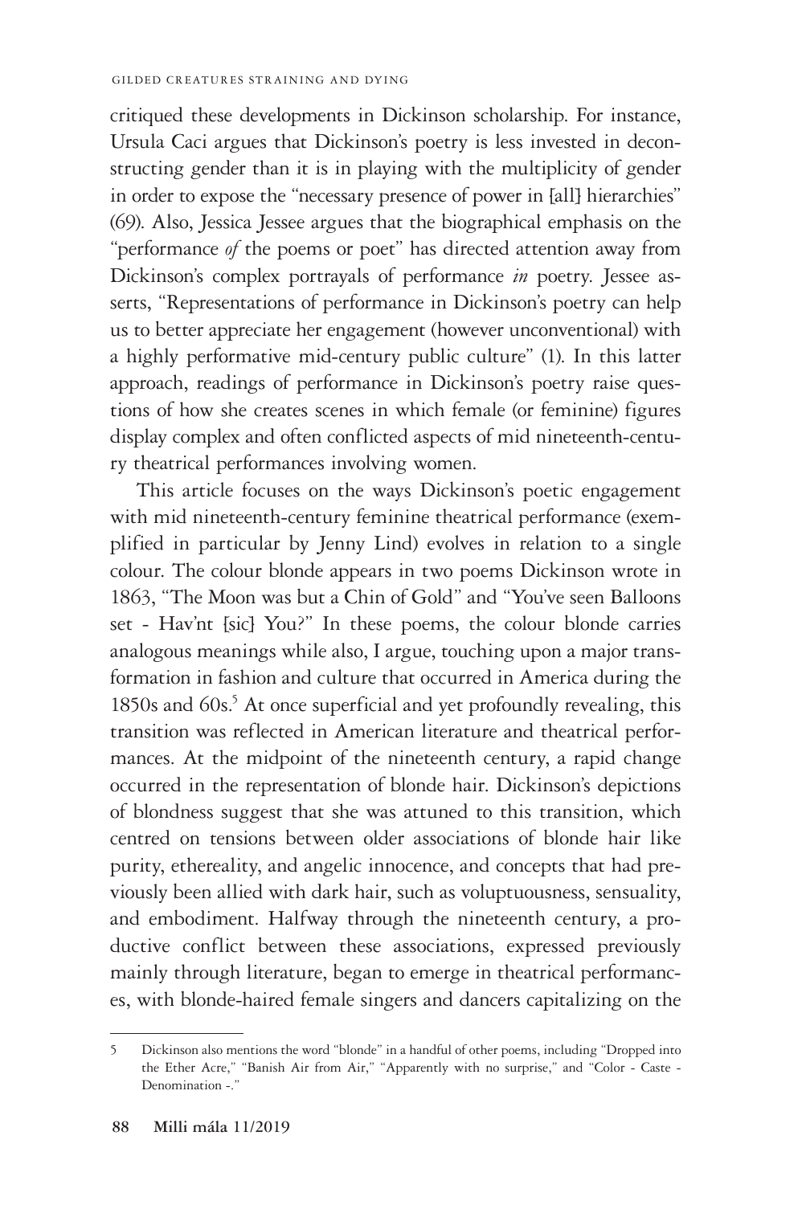critiqued these developments in Dickinson scholarship. For instance, Ursula Caci argues that Dickinson's poetry is less invested in deconstructing gender than it is in playing with the multiplicity of gender in order to expose the "necessary presence of power in [all] hierarchies" (69). Also, Jessica Jessee argues that the biographical emphasis on the "performance *of* the poems or poet" has directed attention away from Dickinson's complex portrayals of performance *in* poetry. Jessee asserts, "Representations of performance in Dickinson's poetry can help us to better appreciate her engagement (however unconventional) with a highly performative mid-century public culture" (1). In this latter approach, readings of performance in Dickinson's poetry raise questions of how she creates scenes in which female (or feminine) figures display complex and often conflicted aspects of mid nineteenth-century theatrical performances involving women.

This article focuses on the ways Dickinson's poetic engagement with mid nineteenth-century feminine theatrical performance (exemplified in particular by Jenny Lind) evolves in relation to a single colour. The colour blonde appears in two poems Dickinson wrote in 1863, "The Moon was but a Chin of Gold" and "You've seen Balloons set - Hav'nt [sic] You?" In these poems, the colour blonde carries analogous meanings while also, I argue, touching upon a major transformation in fashion and culture that occurred in America during the 1850s and 60s.[5] At once superficial and yet profoundly revealing, this transition was reflected in American literature and theatrical performances. At the midpoint of the nineteenth century, a rapid change occurred in the representation of blonde hair. Dickinson's depictions of blondness suggest that she was attuned to this transition, which centred on tensions between older associations of blonde hair like purity, ethereality, and angelic innocence, and concepts that had previously been allied with dark hair, such as voluptuousness, sensuality, and embodiment. Halfway through the nineteenth century, a productive conflict between these associations, expressed previously mainly through literature, began to emerge in theatrical performances, with blonde-haired female singers and dancers capitalizing on the

5 Dickinson also mentions the word "blonde" in a handful of other poems, including "Dropped into the Ether Acre," "Banish Air from Air," "Apparently with no surprise," and "Color - Caste - Denomination -."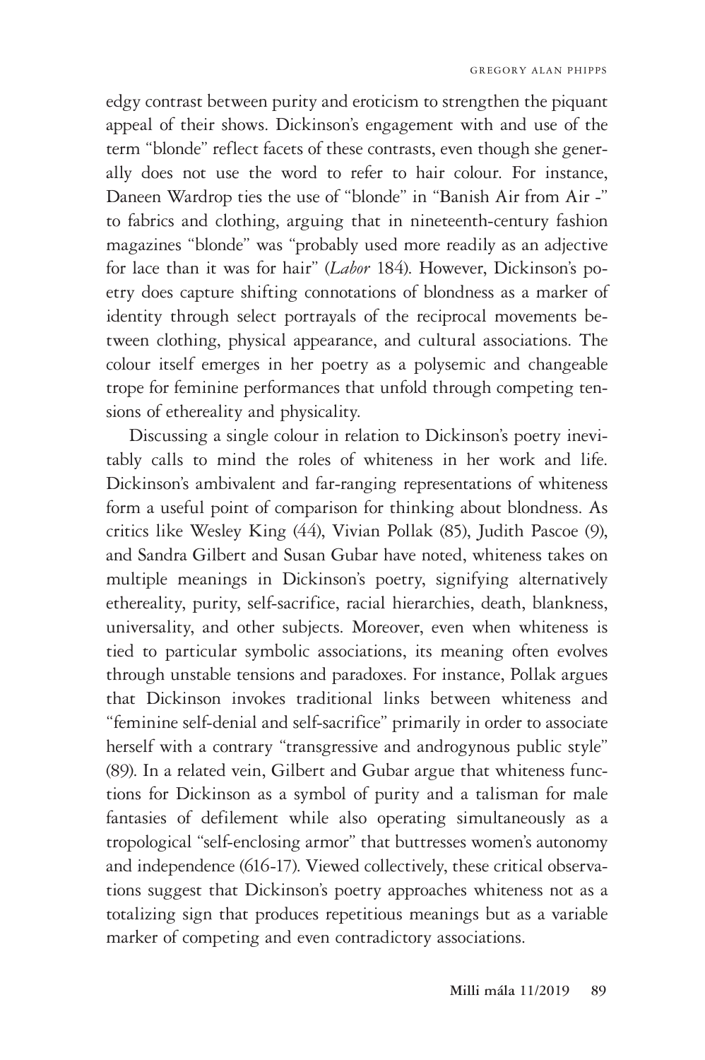edgy contrast between purity and eroticism to strengthen the piquant appeal of their shows. Dickinson's engagement with and use of the term "blonde" reflect facets of these contrasts, even though she generally does not use the word to refer to hair colour. For instance, Daneen Wardrop ties the use of "blonde" in "Banish Air from Air -" to fabrics and clothing, arguing that in nineteenth-century fashion magazines "blonde" was "probably used more readily as an adjective for lace than it was for hair" (*Labor* 184). However, Dickinson's poetry does capture shifting connotations of blondness as a marker of identity through select portrayals of the reciprocal movements between clothing, physical appearance, and cultural associations. The colour itself emerges in her poetry as a polysemic and changeable trope for feminine performances that unfold through competing tensions of ethereality and physicality.

Discussing a single colour in relation to Dickinson's poetry inevitably calls to mind the roles of whiteness in her work and life. Dickinson's ambivalent and far-ranging representations of whiteness form a useful point of comparison for thinking about blondness. As critics like Wesley King (44), Vivian Pollak (85), Judith Pascoe (9), and Sandra Gilbert and Susan Gubar have noted, whiteness takes on multiple meanings in Dickinson's poetry, signifying alternatively ethereality, purity, self-sacrifice, racial hierarchies, death, blankness, universality, and other subjects. Moreover, even when whiteness is tied to particular symbolic associations, its meaning often evolves through unstable tensions and paradoxes. For instance, Pollak argues that Dickinson invokes traditional links between whiteness and "feminine self-denial and self-sacrifice" primarily in order to associate herself with a contrary "transgressive and androgynous public style" (89). In a related vein, Gilbert and Gubar argue that whiteness functions for Dickinson as a symbol of purity and a talisman for male fantasies of defilement while also operating simultaneously as a tropological "self-enclosing armor" that buttresses women's autonomy and independence (616-17). Viewed collectively, these critical observations suggest that Dickinson's poetry approaches whiteness not as a totalizing sign that produces repetitious meanings but as a variable marker of competing and even contradictory associations.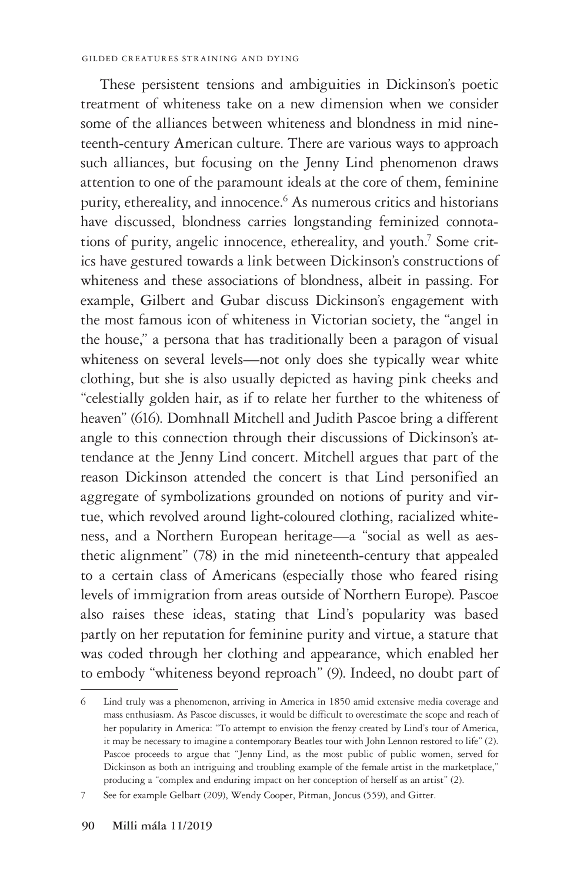These persistent tensions and ambiguities in Dickinson's poetic treatment of whiteness take on a new dimension when we consider some of the alliances between whiteness and blondness in mid nineteenth-century American culture. There are various ways to approach such alliances, but focusing on the Jenny Lind phenomenon draws attention to one of the paramount ideals at the core of them, feminine purity, ethereality, and innocence.[6] As numerous critics and historians have discussed, blondness carries longstanding feminized connotations of purity, angelic innocence, ethereality, and youth.[7] Some critics have gestured towards a link between Dickinson's constructions of whiteness and these associations of blondness, albeit in passing. For example, Gilbert and Gubar discuss Dickinson's engagement with the most famous icon of whiteness in Victorian society, the "angel in the house," a persona that has traditionally been a paragon of visual whiteness on several levels—not only does she typically wear white clothing, but she is also usually depicted as having pink cheeks and "celestially golden hair, as if to relate her further to the whiteness of heaven" (616). Domhnall Mitchell and Judith Pascoe bring a different angle to this connection through their discussions of Dickinson's attendance at the Jenny Lind concert. Mitchell argues that part of the reason Dickinson attended the concert is that Lind personified an aggregate of symbolizations grounded on notions of purity and virtue, which revolved around light-coloured clothing, racialized whiteness, and a Northern European heritage—a "social as well as aesthetic alignment" (78) in the mid nineteenth-century that appealed to a certain class of Americans (especially those who feared rising levels of immigration from areas outside of Northern Europe). Pascoe also raises these ideas, stating that Lind's popularity was based partly on her reputation for feminine purity and virtue, a stature that was coded through her clothing and appearance, which enabled her to embody "whiteness beyond reproach" (9). Indeed, no doubt part of

---

6 Lind truly was a phenomenon, arriving in America in 1850 amid extensive media coverage and mass enthusiasm. As Pascoe discusses, it would be difficult to overestimate the scope and reach of her popularity in America: "To attempt to envision the frenzy created by Lind's tour of America, it may be necessary to imagine a contemporary Beatles tour with John Lennon restored to life" (2). Pascoe proceeds to argue that "Jenny Lind, as the most public of public women, served for Dickinson as both an intriguing and troubling example of the female artist in the marketplace," producing a "complex and enduring impact on her conception of herself as an artist" (2).

7 See for example Gelbart (209), Wendy Cooper, Pitman, Joncus (559), and Gitter.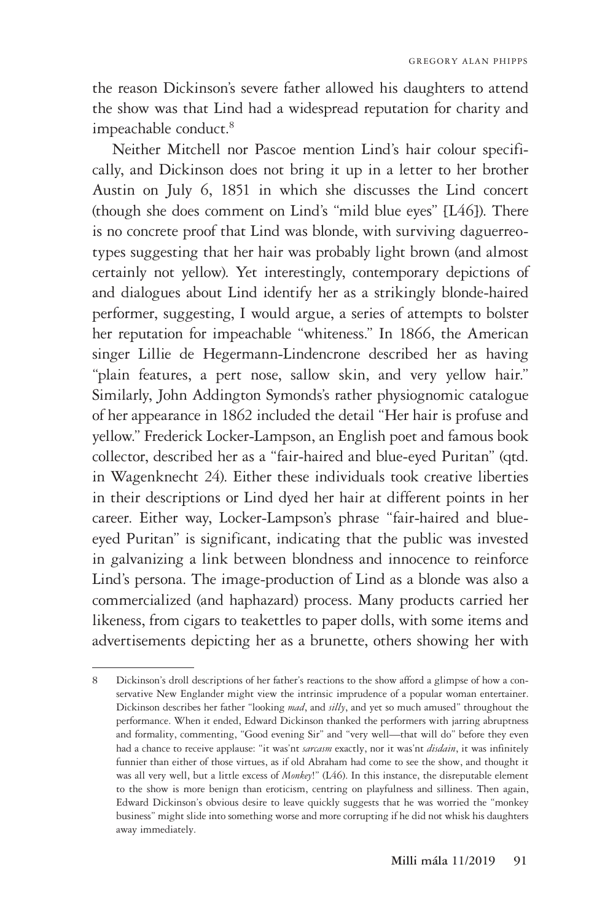the reason Dickinson's severe father allowed his daughters to attend the show was that Lind had a widespread reputation for charity and impeachable conduct.[8]

Neither Mitchell nor Pascoe mention Lind's hair colour specifically, and Dickinson does not bring it up in a letter to her brother Austin on July 6, 1851 in which she discusses the Lind concert (though she does comment on Lind's "mild blue eyes" [L46]). There is no concrete proof that Lind was blonde, with surviving daguerreotypes suggesting that her hair was probably light brown (and almost certainly not yellow). Yet interestingly, contemporary depictions of and dialogues about Lind identify her as a strikingly blonde-haired performer, suggesting, I would argue, a series of attempts to bolster her reputation for impeachable "whiteness." In 1866, the American singer Lillie de Hegermann-Lindencrone described her as having "plain features, a pert nose, sallow skin, and very yellow hair." Similarly, John Addington Symonds's rather physiognomic catalogue of her appearance in 1862 included the detail "Her hair is profuse and yellow." Frederick Locker-Lampson, an English poet and famous book collector, described her as a "fair-haired and blue-eyed Puritan" (qtd. in Wagenknecht 24). Either these individuals took creative liberties in their descriptions or Lind dyed her hair at different points in her career. Either way, Locker-Lampson's phrase "fair-haired and blue-eyed Puritan" is significant, indicating that the public was invested in galvanizing a link between blondness and innocence to reinforce Lind's persona. The image-production of Lind as a blonde was also a commercialized (and haphazard) process. Many products carried her likeness, from cigars to teakettles to paper dolls, with some items and advertisements depicting her as a brunette, others showing her with

---

8 Dickinson's droll descriptions of her father's reactions to the show afford a glimpse of how a conservative New Englander might view the intrinsic imprudence of a popular woman entertainer. Dickinson describes her father "looking *mad*, and *silly*, and yet so much amused" throughout the performance. When it ended, Edward Dickinson thanked the performers with jarring abruptness and formality, commenting, "Good evening Sir" and "very well—that will do" before they even had a chance to receive applause: "it was'nt *sarcasm* exactly, nor it was'nt *disdain*, it was infinitely funnier than either of those virtues, as if old Abraham had come to see the show, and thought it was all very well, but a little excess of *Monkey*!" (L46). In this instance, the disreputable element to the show is more benign than eroticism, centring on playfulness and silliness. Then again, Edward Dickinson's obvious desire to leave quickly suggests that he was worried the "monkey business" might slide into something worse and more corrupting if he did not whisk his daughters away immediately.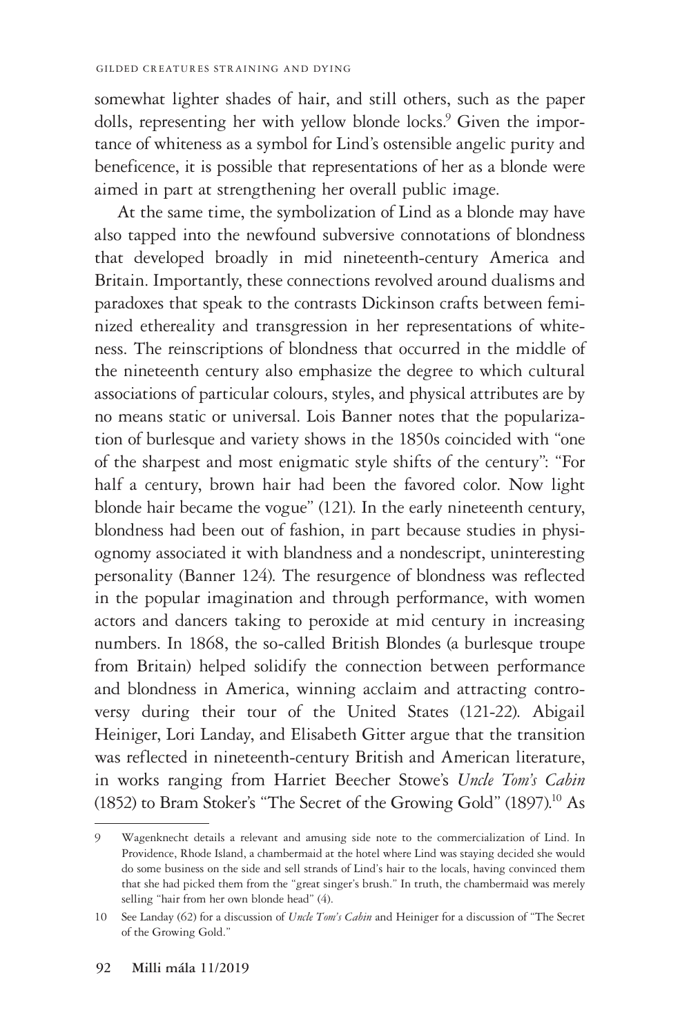somewhat lighter shades of hair, and still others, such as the paper dolls, representing her with yellow blonde locks.[9] Given the importance of whiteness as a symbol for Lind's ostensible angelic purity and beneficence, it is possible that representations of her as a blonde were aimed in part at strengthening her overall public image.

At the same time, the symbolization of Lind as a blonde may have also tapped into the newfound subversive connotations of blondness that developed broadly in mid nineteenth-century America and Britain. Importantly, these connections revolved around dualisms and paradoxes that speak to the contrasts Dickinson crafts between feminized ethereality and transgression in her representations of whiteness. The reinscriptions of blondness that occurred in the middle of the nineteenth century also emphasize the degree to which cultural associations of particular colours, styles, and physical attributes are by no means static or universal. Lois Banner notes that the popularization of burlesque and variety shows in the 1850s coincided with "one of the sharpest and most enigmatic style shifts of the century": "For half a century, brown hair had been the favored color. Now light blonde hair became the vogue" (121). In the early nineteenth century, blondness had been out of fashion, in part because studies in physiognomy associated it with blandness and a nondescript, uninteresting personality (Banner 124). The resurgence of blondness was reflected in the popular imagination and through performance, with women actors and dancers taking to peroxide at mid century in increasing numbers. In 1868, the so-called British Blondes (a burlesque troupe from Britain) helped solidify the connection between performance and blondness in America, winning acclaim and attracting controversy during their tour of the United States (121-22). Abigail Heiniger, Lori Landay, and Elisabeth Gitter argue that the transition was reflected in nineteenth-century British and American literature, in works ranging from Harriet Beecher Stowe's *Uncle Tom's Cabin* (1852) to Bram Stoker's "The Secret of the Growing Gold" (1897).[10] As

---

9 Wagenknecht details a relevant and amusing side note to the commercialization of Lind. In Providence, Rhode Island, a chambermaid at the hotel where Lind was staying decided she would do some business on the side and sell strands of Lind's hair to the locals, having convinced them that she had picked them from the "great singer's brush." In truth, the chambermaid was merely selling "hair from her own blonde head" (4).

10 See Landay (62) for a discussion of *Uncle Tom's Cabin* and Heiniger for a discussion of "The Secret of the Growing Gold."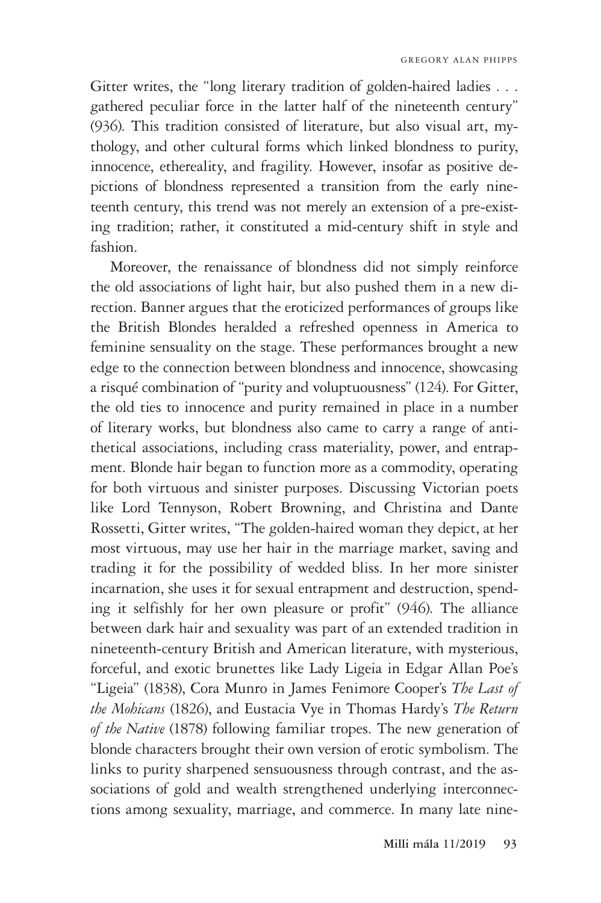Gitter writes, the "long literary tradition of golden-haired ladies . . . gathered peculiar force in the latter half of the nineteenth century" (936). This tradition consisted of literature, but also visual art, mythology, and other cultural forms which linked blondness to purity, innocence, ethereality, and fragility. However, insofar as positive depictions of blondness represented a transition from the early nineteenth century, this trend was not merely an extension of a pre-existing tradition; rather, it constituted a mid-century shift in style and fashion.

Moreover, the renaissance of blondness did not simply reinforce the old associations of light hair, but also pushed them in a new direction. Banner argues that the eroticized performances of groups like the British Blondes heralded a refreshed openness in America to feminine sensuality on the stage. These performances brought a new edge to the connection between blondness and innocence, showcasing a risqué combination of "purity and voluptuousness" (124). For Gitter, the old ties to innocence and purity remained in place in a number of literary works, but blondness also came to carry a range of antithetical associations, including crass materiality, power, and entrapment. Blonde hair began to function more as a commodity, operating for both virtuous and sinister purposes. Discussing Victorian poets like Lord Tennyson, Robert Browning, and Christina and Dante Rossetti, Gitter writes, "The golden-haired woman they depict, at her most virtuous, may use her hair in the marriage market, saving and trading it for the possibility of wedded bliss. In her more sinister incarnation, she uses it for sexual entrapment and destruction, spending it selfishly for her own pleasure or profit" (946). The alliance between dark hair and sexuality was part of an extended tradition in nineteenth-century British and American literature, with mysterious, forceful, and exotic brunettes like Lady Ligeia in Edgar Allan Poe's "Ligeia" (1838), Cora Munro in James Fenimore Cooper's *The Last of the Mohicans* (1826), and Eustacia Vye in Thomas Hardy's *The Return of the Native* (1878) following familiar tropes. The new generation of blonde characters brought their own version of erotic symbolism. The links to purity sharpened sensuousness through contrast, and the associations of gold and wealth strengthened underlying interconnections among sexuality, marriage, and commerce. In many late nine-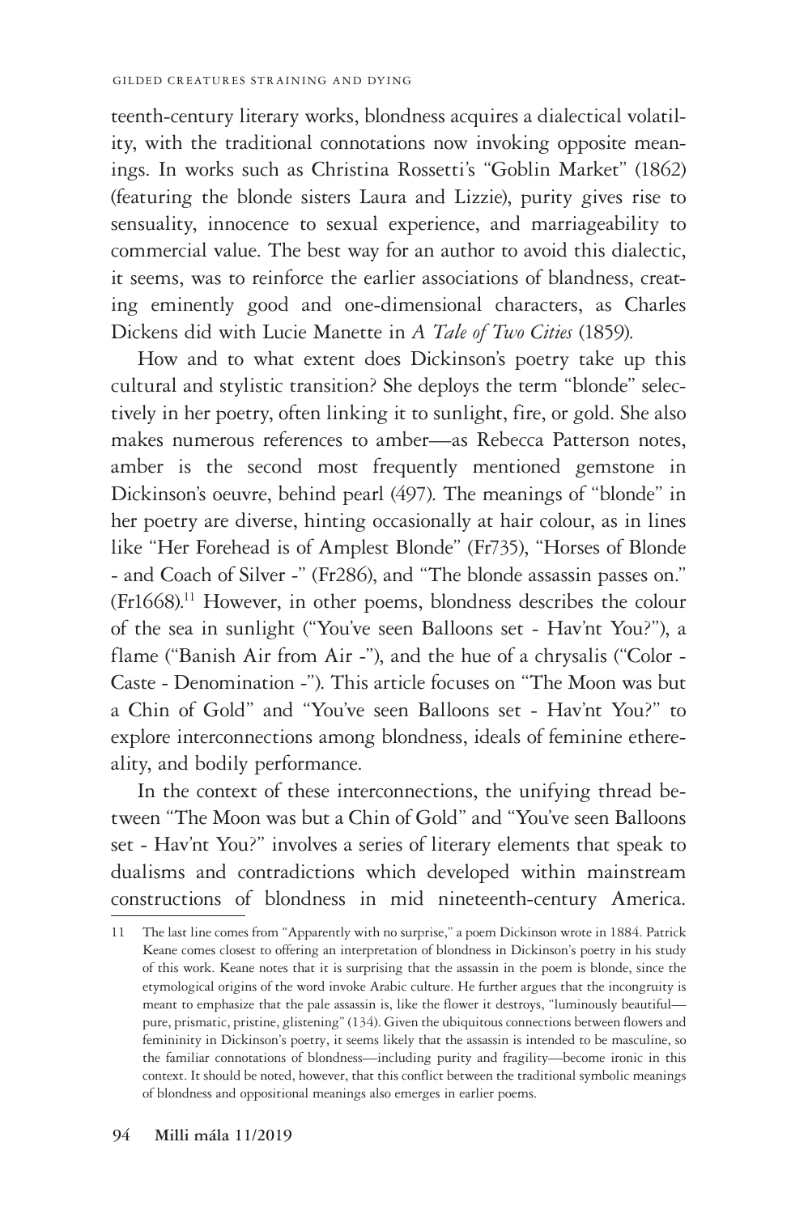teenth-century literary works, blondness acquires a dialectical volatility, with the traditional connotations now invoking opposite meanings. In works such as Christina Rossetti's "Goblin Market" (1862) (featuring the blonde sisters Laura and Lizzie), purity gives rise to sensuality, innocence to sexual experience, and marriageability to commercial value. The best way for an author to avoid this dialectic, it seems, was to reinforce the earlier associations of blandness, creating eminently good and one-dimensional characters, as Charles Dickens did with Lucie Manette in *A Tale of Two Cities* (1859).

How and to what extent does Dickinson's poetry take up this cultural and stylistic transition? She deploys the term "blonde" selectively in her poetry, often linking it to sunlight, fire, or gold. She also makes numerous references to amber—as Rebecca Patterson notes, amber is the second most frequently mentioned gemstone in Dickinson's oeuvre, behind pearl (497). The meanings of "blonde" in her poetry are diverse, hinting occasionally at hair colour, as in lines like "Her Forehead is of Amplest Blonde" (Fr735), "Horses of Blonde - and Coach of Silver -" (Fr286), and "The blonde assassin passes on." (Fr1668).[11] However, in other poems, blondness describes the colour of the sea in sunlight ("You've seen Balloons set - Hav'nt You?"), a flame ("Banish Air from Air -"), and the hue of a chrysalis ("Color - Caste - Denomination -"). This article focuses on "The Moon was but a Chin of Gold" and "You've seen Balloons set - Hav'nt You?" to explore interconnections among blondness, ideals of feminine ethereality, and bodily performance.

In the context of these interconnections, the unifying thread between "The Moon was but a Chin of Gold" and "You've seen Balloons set - Hav'nt You?" involves a series of literary elements that speak to dualisms and contradictions which developed within mainstream constructions of blondness in mid nineteenth-century America.

---

11 The last line comes from "Apparently with no surprise," a poem Dickinson wrote in 1884. Patrick Keane comes closest to offering an interpretation of blondness in Dickinson's poetry in his study of this work. Keane notes that it is surprising that the assassin in the poem is blonde, since the etymological origins of the word invoke Arabic culture. He further argues that the incongruity is meant to emphasize that the pale assassin is, like the flower it destroys, "luminously beautiful—pure, prismatic, pristine, glistening" (134). Given the ubiquitous connections between flowers and femininity in Dickinson's poetry, it seems likely that the assassin is intended to be masculine, so the familiar connotations of blondness—including purity and fragility—become ironic in this context. It should be noted, however, that this conflict between the traditional symbolic meanings of blondness and oppositional meanings also emerges in earlier poems.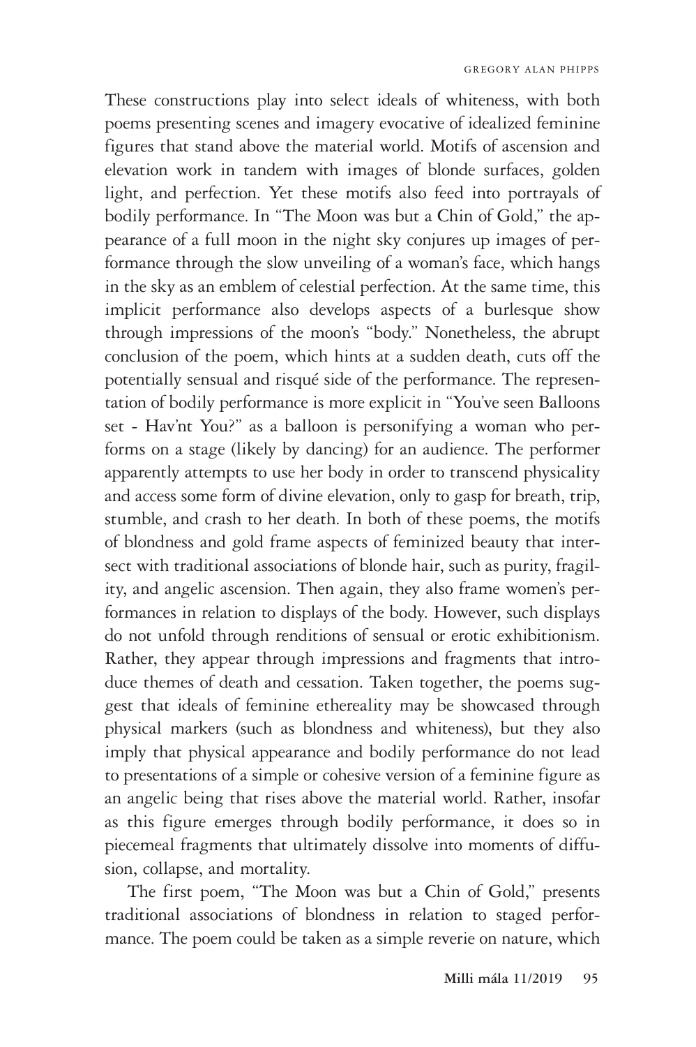These constructions play into select ideals of whiteness, with both poems presenting scenes and imagery evocative of idealized feminine figures that stand above the material world. Motifs of ascension and elevation work in tandem with images of blonde surfaces, golden light, and perfection. Yet these motifs also feed into portrayals of bodily performance. In "The Moon was but a Chin of Gold," the appearance of a full moon in the night sky conjures up images of performance through the slow unveiling of a woman's face, which hangs in the sky as an emblem of celestial perfection. At the same time, this implicit performance also develops aspects of a burlesque show through impressions of the moon's "body." Nonetheless, the abrupt conclusion of the poem, which hints at a sudden death, cuts off the potentially sensual and risqué side of the performance. The representation of bodily performance is more explicit in "You've seen Balloons set - Hav'nt You?" as a balloon is personifying a woman who performs on a stage (likely by dancing) for an audience. The performer apparently attempts to use her body in order to transcend physicality and access some form of divine elevation, only to gasp for breath, trip, stumble, and crash to her death. In both of these poems, the motifs of blondness and gold frame aspects of feminized beauty that intersect with traditional associations of blonde hair, such as purity, fragility, and angelic ascension. Then again, they also frame women's performances in relation to displays of the body. However, such displays do not unfold through renditions of sensual or erotic exhibitionism. Rather, they appear through impressions and fragments that introduce themes of death and cessation. Taken together, the poems suggest that ideals of feminine ethereality may be showcased through physical markers (such as blondness and whiteness), but they also imply that physical appearance and bodily performance do not lead to presentations of a simple or cohesive version of a feminine figure as an angelic being that rises above the material world. Rather, insofar as this figure emerges through bodily performance, it does so in piecemeal fragments that ultimately dissolve into moments of diffusion, collapse, and mortality.

The first poem, "The Moon was but a Chin of Gold," presents traditional associations of blondness in relation to staged performance. The poem could be taken as a simple reverie on nature, which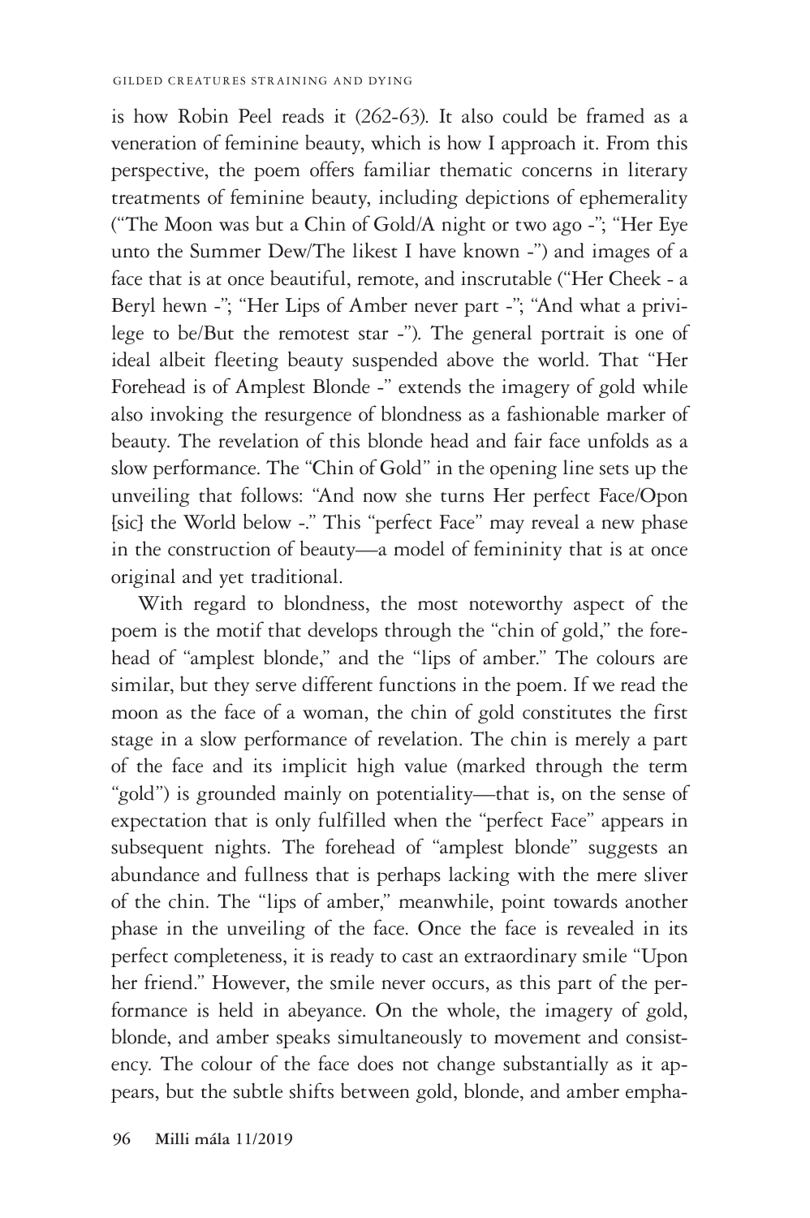is how Robin Peel reads it (262-63). It also could be framed as a veneration of feminine beauty, which is how I approach it. From this perspective, the poem offers familiar thematic concerns in literary treatments of feminine beauty, including depictions of ephemerality ("The Moon was but a Chin of Gold/A night or two ago -"; "Her Eye unto the Summer Dew/The likest I have known -") and images of a face that is at once beautiful, remote, and inscrutable ("Her Cheek - a Beryl hewn -"; "Her Lips of Amber never part -"; "And what a privilege to be/But the remotest star -"). The general portrait is one of ideal albeit fleeting beauty suspended above the world. That "Her Forehead is of Amplest Blonde -" extends the imagery of gold while also invoking the resurgence of blondness as a fashionable marker of beauty. The revelation of this blonde head and fair face unfolds as a slow performance. The "Chin of Gold" in the opening line sets up the unveiling that follows: "And now she turns Her perfect Face/Opon [sic] the World below -." This "perfect Face" may reveal a new phase in the construction of beauty—a model of femininity that is at once original and yet traditional.

With regard to blondness, the most noteworthy aspect of the poem is the motif that develops through the "chin of gold," the forehead of "amplest blonde," and the "lips of amber." The colours are similar, but they serve different functions in the poem. If we read the moon as the face of a woman, the chin of gold constitutes the first stage in a slow performance of revelation. The chin is merely a part of the face and its implicit high value (marked through the term "gold") is grounded mainly on potentiality—that is, on the sense of expectation that is only fulfilled when the "perfect Face" appears in subsequent nights. The forehead of "amplest blonde" suggests an abundance and fullness that is perhaps lacking with the mere sliver of the chin. The "lips of amber," meanwhile, point towards another phase in the unveiling of the face. Once the face is revealed in its perfect completeness, it is ready to cast an extraordinary smile "Upon her friend." However, the smile never occurs, as this part of the performance is held in abeyance. On the whole, the imagery of gold, blonde, and amber speaks simultaneously to movement and consistency. The colour of the face does not change substantially as it appears, but the subtle shifts between gold, blonde, and amber empha-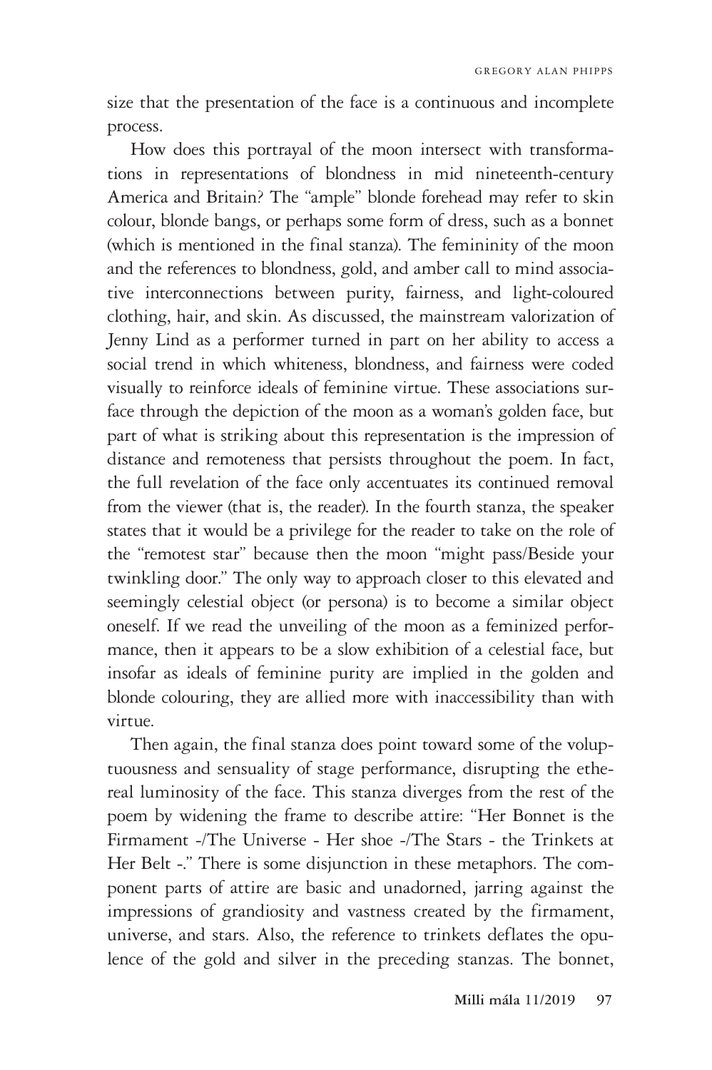size that the presentation of the face is a continuous and incomplete process.

How does this portrayal of the moon intersect with transformations in representations of blondness in mid nineteenth-century America and Britain? The "ample" blonde forehead may refer to skin colour, blonde bangs, or perhaps some form of dress, such as a bonnet (which is mentioned in the final stanza). The femininity of the moon and the references to blondness, gold, and amber call to mind associative interconnections between purity, fairness, and light-coloured clothing, hair, and skin. As discussed, the mainstream valorization of Jenny Lind as a performer turned in part on her ability to access a social trend in which whiteness, blondness, and fairness were coded visually to reinforce ideals of feminine virtue. These associations surface through the depiction of the moon as a woman's golden face, but part of what is striking about this representation is the impression of distance and remoteness that persists throughout the poem. In fact, the full revelation of the face only accentuates its continued removal from the viewer (that is, the reader). In the fourth stanza, the speaker states that it would be a privilege for the reader to take on the role of the "remotest star" because then the moon "might pass/Beside your twinkling door." The only way to approach closer to this elevated and seemingly celestial object (or persona) is to become a similar object oneself. If we read the unveiling of the moon as a feminized performance, then it appears to be a slow exhibition of a celestial face, but insofar as ideals of feminine purity are implied in the golden and blonde colouring, they are allied more with inaccessibility than with virtue.

Then again, the final stanza does point toward some of the voluptuousness and sensuality of stage performance, disrupting the ethereal luminosity of the face. This stanza diverges from the rest of the poem by widening the frame to describe attire: "Her Bonnet is the Firmament -/The Universe - Her shoe -/The Stars - the Trinkets at Her Belt -." There is some disjunction in these metaphors. The component parts of attire are basic and unadorned, jarring against the impressions of grandiosity and vastness created by the firmament, universe, and stars. Also, the reference to trinkets deflates the opulence of the gold and silver in the preceding stanzas. The bonnet,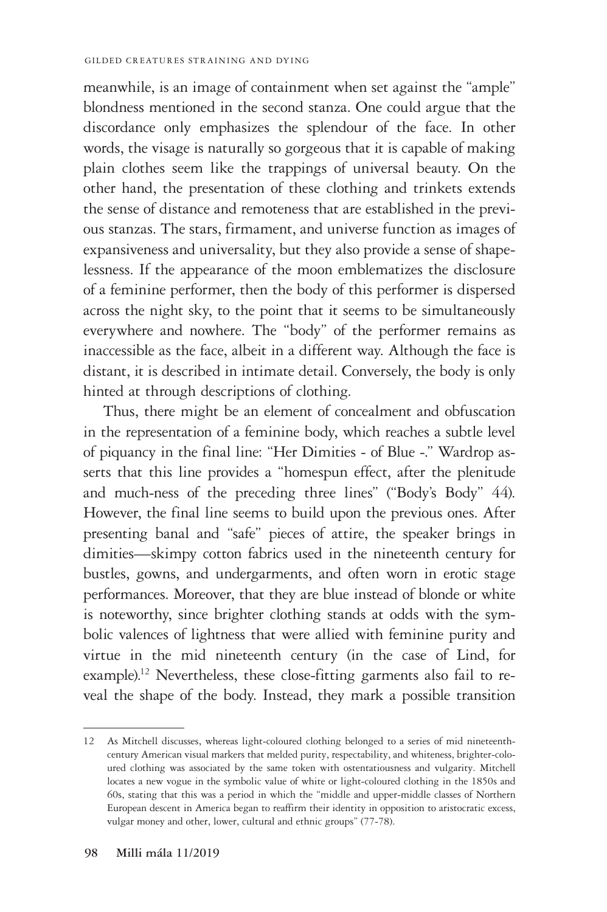meanwhile, is an image of containment when set against the "ample" blondness mentioned in the second stanza. One could argue that the discordance only emphasizes the splendour of the face. In other words, the visage is naturally so gorgeous that it is capable of making plain clothes seem like the trappings of universal beauty. On the other hand, the presentation of these clothing and trinkets extends the sense of distance and remoteness that are established in the previous stanzas. The stars, firmament, and universe function as images of expansiveness and universality, but they also provide a sense of shapelessness. If the appearance of the moon emblematizes the disclosure of a feminine performer, then the body of this performer is dispersed across the night sky, to the point that it seems to be simultaneously everywhere and nowhere. The "body" of the performer remains as inaccessible as the face, albeit in a different way. Although the face is distant, it is described in intimate detail. Conversely, the body is only hinted at through descriptions of clothing.

Thus, there might be an element of concealment and obfuscation in the representation of a feminine body, which reaches a subtle level of piquancy in the final line: "Her Dimities - of Blue -." Wardrop asserts that this line provides a "homespun effect, after the plenitude and much-ness of the preceding three lines" ("Body's Body" 44). However, the final line seems to build upon the previous ones. After presenting banal and "safe" pieces of attire, the speaker brings in dimities—skimpy cotton fabrics used in the nineteenth century for bustles, gowns, and undergarments, and often worn in erotic stage performances. Moreover, that they are blue instead of blonde or white is noteworthy, since brighter clothing stands at odds with the symbolic valences of lightness that were allied with feminine purity and virtue in the mid nineteenth century (in the case of Lind, for example).[12] Nevertheless, these close-fitting garments also fail to reveal the shape of the body. Instead, they mark a possible transition

---

12 As Mitchell discusses, whereas light-coloured clothing belonged to a series of mid nineteenth-century American visual markers that melded purity, respectability, and whiteness, brighter-coloured clothing was associated by the same token with ostentatiousness and vulgarity. Mitchell locates a new vogue in the symbolic value of white or light-coloured clothing in the 1850s and 60s, stating that this was a period in which the "middle and upper-middle classes of Northern European descent in America began to reaffirm their identity in opposition to aristocratic excess, vulgar money and other, lower, cultural and ethnic groups" (77-78).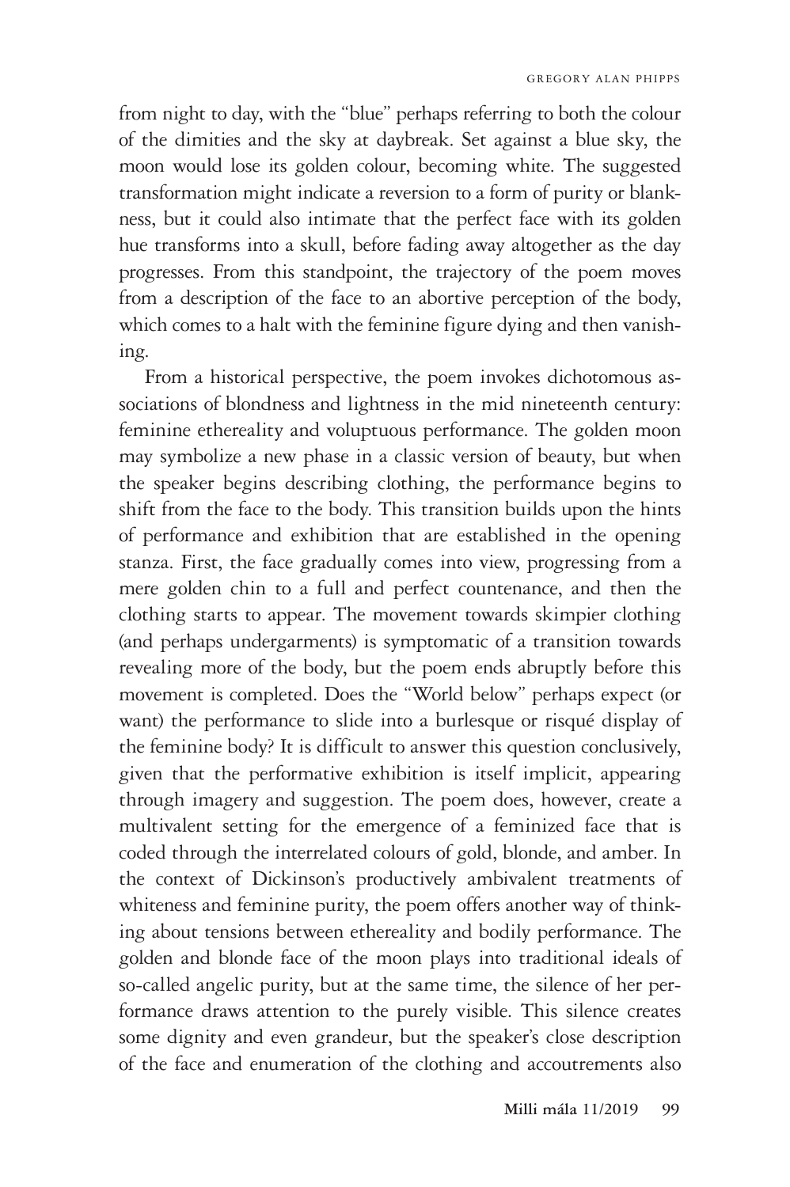from night to day, with the "blue" perhaps referring to both the colour of the dimities and the sky at daybreak. Set against a blue sky, the moon would lose its golden colour, becoming white. The suggested transformation might indicate a reversion to a form of purity or blankness, but it could also intimate that the perfect face with its golden hue transforms into a skull, before fading away altogether as the day progresses. From this standpoint, the trajectory of the poem moves from a description of the face to an abortive perception of the body, which comes to a halt with the feminine figure dying and then vanishing.

From a historical perspective, the poem invokes dichotomous associations of blondness and lightness in the mid nineteenth century: feminine ethereality and voluptuous performance. The golden moon may symbolize a new phase in a classic version of beauty, but when the speaker begins describing clothing, the performance begins to shift from the face to the body. This transition builds upon the hints of performance and exhibition that are established in the opening stanza. First, the face gradually comes into view, progressing from a mere golden chin to a full and perfect countenance, and then the clothing starts to appear. The movement towards skimpier clothing (and perhaps undergarments) is symptomatic of a transition towards revealing more of the body, but the poem ends abruptly before this movement is completed. Does the "World below" perhaps expect (or want) the performance to slide into a burlesque or risqué display of the feminine body? It is difficult to answer this question conclusively, given that the performative exhibition is itself implicit, appearing through imagery and suggestion. The poem does, however, create a multivalent setting for the emergence of a feminized face that is coded through the interrelated colours of gold, blonde, and amber. In the context of Dickinson's productively ambivalent treatments of whiteness and feminine purity, the poem offers another way of thinking about tensions between ethereality and bodily performance. The golden and blonde face of the moon plays into traditional ideals of so-called angelic purity, but at the same time, the silence of her performance draws attention to the purely visible. This silence creates some dignity and even grandeur, but the speaker's close description of the face and enumeration of the clothing and accoutrements also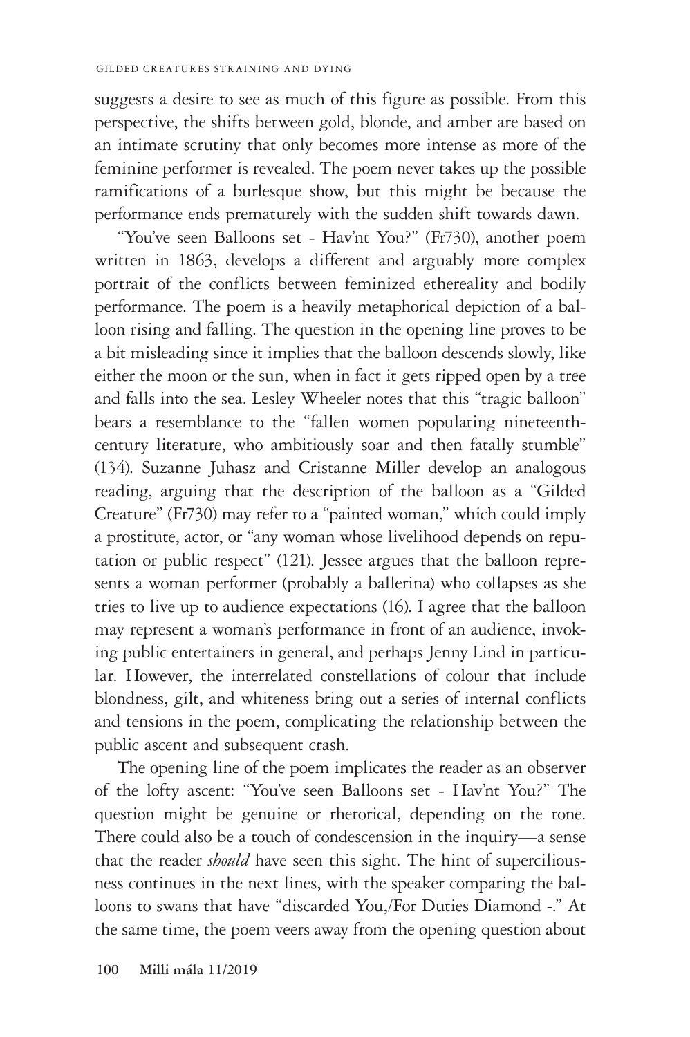suggests a desire to see as much of this figure as possible. From this perspective, the shifts between gold, blonde, and amber are based on an intimate scrutiny that only becomes more intense as more of the feminine performer is revealed. The poem never takes up the possible ramifications of a burlesque show, but this might be because the performance ends prematurely with the sudden shift towards dawn.

"You've seen Balloons set - Hav'nt You?" (Fr730), another poem written in 1863, develops a different and arguably more complex portrait of the conflicts between feminized ethereality and bodily performance. The poem is a heavily metaphorical depiction of a balloon rising and falling. The question in the opening line proves to be a bit misleading since it implies that the balloon descends slowly, like either the moon or the sun, when in fact it gets ripped open by a tree and falls into the sea. Lesley Wheeler notes that this "tragic balloon" bears a resemblance to the "fallen women populating nineteenth-century literature, who ambitiously soar and then fatally stumble" (134). Suzanne Juhasz and Cristanne Miller develop an analogous reading, arguing that the description of the balloon as a "Gilded Creature" (Fr730) may refer to a "painted woman," which could imply a prostitute, actor, or "any woman whose livelihood depends on reputation or public respect" (121). Jessee argues that the balloon represents a woman performer (probably a ballerina) who collapses as she tries to live up to audience expectations (16). I agree that the balloon may represent a woman's performance in front of an audience, invoking public entertainers in general, and perhaps Jenny Lind in particular. However, the interrelated constellations of colour that include blondness, gilt, and whiteness bring out a series of internal conflicts and tensions in the poem, complicating the relationship between the public ascent and subsequent crash.

The opening line of the poem implicates the reader as an observer of the lofty ascent: "You've seen Balloons set - Hav'nt You?" The question might be genuine or rhetorical, depending on the tone. There could also be a touch of condescension in the inquiry—a sense that the reader *should* have seen this sight. The hint of superciliousness continues in the next lines, with the speaker comparing the balloons to swans that have "discarded You,/For Duties Diamond -." At the same time, the poem veers away from the opening question about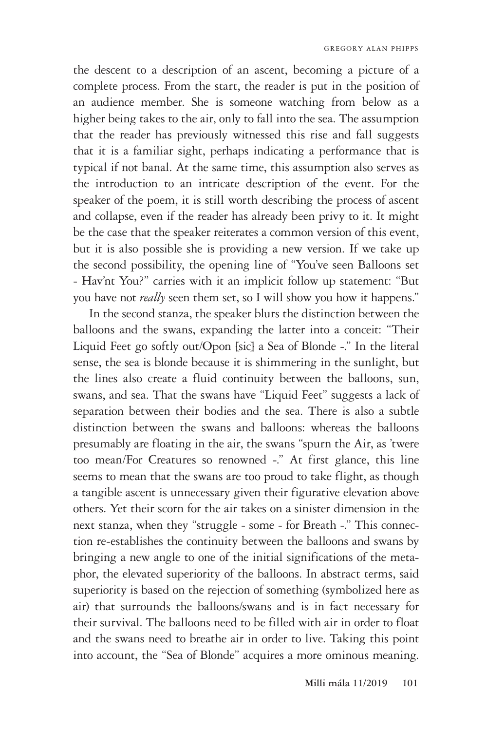the descent to a description of an ascent, becoming a picture of a complete process. From the start, the reader is put in the position of an audience member. She is someone watching from below as a higher being takes to the air, only to fall into the sea. The assumption that the reader has previously witnessed this rise and fall suggests that it is a familiar sight, perhaps indicating a performance that is typical if not banal. At the same time, this assumption also serves as the introduction to an intricate description of the event. For the speaker of the poem, it is still worth describing the process of ascent and collapse, even if the reader has already been privy to it. It might be the case that the speaker reiterates a common version of this event, but it is also possible she is providing a new version. If we take up the second possibility, the opening line of "You've seen Balloons set - Hav'nt You?" carries with it an implicit follow up statement: "But you have not *really* seen them set, so I will show you how it happens."

In the second stanza, the speaker blurs the distinction between the balloons and the swans, expanding the latter into a conceit: "Their Liquid Feet go softly out/Opon {sic} a Sea of Blonde -." In the literal sense, the sea is blonde because it is shimmering in the sunlight, but the lines also create a fluid continuity between the balloons, sun, swans, and sea. That the swans have "Liquid Feet" suggests a lack of separation between their bodies and the sea. There is also a subtle distinction between the swans and balloons: whereas the balloons presumably are floating in the air, the swans "spurn the Air, as 'twere too mean/For Creatures so renowned -." At first glance, this line seems to mean that the swans are too proud to take flight, as though a tangible ascent is unnecessary given their figurative elevation above others. Yet their scorn for the air takes on a sinister dimension in the next stanza, when they "struggle - some - for Breath -." This connection re-establishes the continuity between the balloons and swans by bringing a new angle to one of the initial significations of the metaphor, the elevated superiority of the balloons. In abstract terms, said superiority is based on the rejection of something (symbolized here as air) that surrounds the balloons/swans and is in fact necessary for their survival. The balloons need to be filled with air in order to float and the swans need to breathe air in order to live. Taking this point into account, the "Sea of Blonde" acquires a more ominous meaning.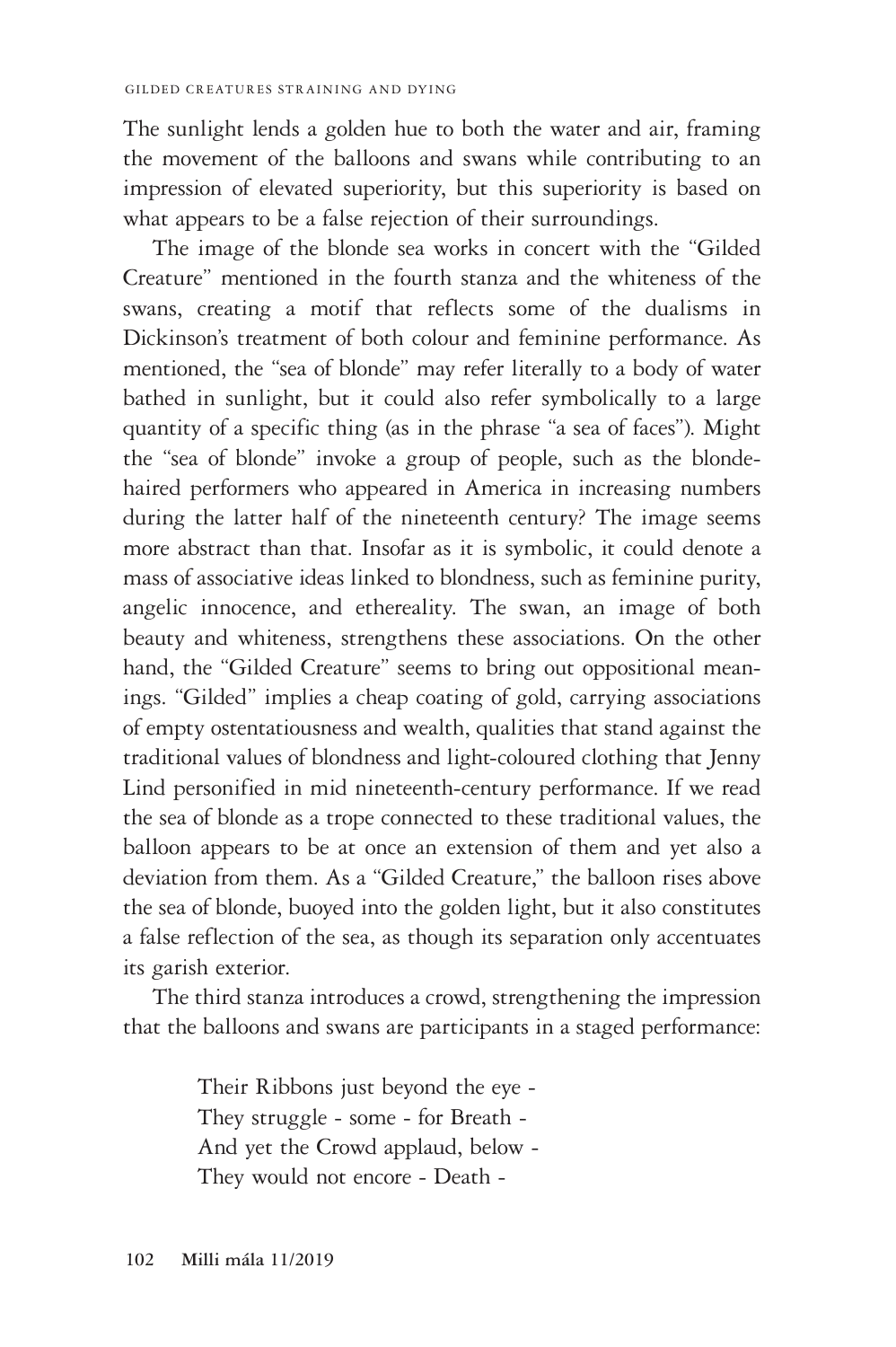The sunlight lends a golden hue to both the water and air, framing the movement of the balloons and swans while contributing to an impression of elevated superiority, but this superiority is based on what appears to be a false rejection of their surroundings.

The image of the blonde sea works in concert with the "Gilded Creature" mentioned in the fourth stanza and the whiteness of the swans, creating a motif that reflects some of the dualisms in Dickinson's treatment of both colour and feminine performance. As mentioned, the "sea of blonde" may refer literally to a body of water bathed in sunlight, but it could also refer symbolically to a large quantity of a specific thing (as in the phrase "a sea of faces"). Might the "sea of blonde" invoke a group of people, such as the blonde-haired performers who appeared in America in increasing numbers during the latter half of the nineteenth century? The image seems more abstract than that. Insofar as it is symbolic, it could denote a mass of associative ideas linked to blondness, such as feminine purity, angelic innocence, and ethereality. The swan, an image of both beauty and whiteness, strengthens these associations. On the other hand, the "Gilded Creature" seems to bring out oppositional meanings. "Gilded" implies a cheap coating of gold, carrying associations of empty ostentatiousness and wealth, qualities that stand against the traditional values of blondness and light-coloured clothing that Jenny Lind personified in mid nineteenth-century performance. If we read the sea of blonde as a trope connected to these traditional values, the balloon appears to be at once an extension of them and yet also a deviation from them. As a "Gilded Creature," the balloon rises above the sea of blonde, buoyed into the golden light, but it also constitutes a false reflection of the sea, as though its separation only accentuates its garish exterior.

The third stanza introduces a crowd, strengthening the impression that the balloons and swans are participants in a staged performance:

> Their Ribbons just beyond the eye -
> They struggle - some - for Breath -
> And yet the Crowd applaud, below -
> They would not encore - Death -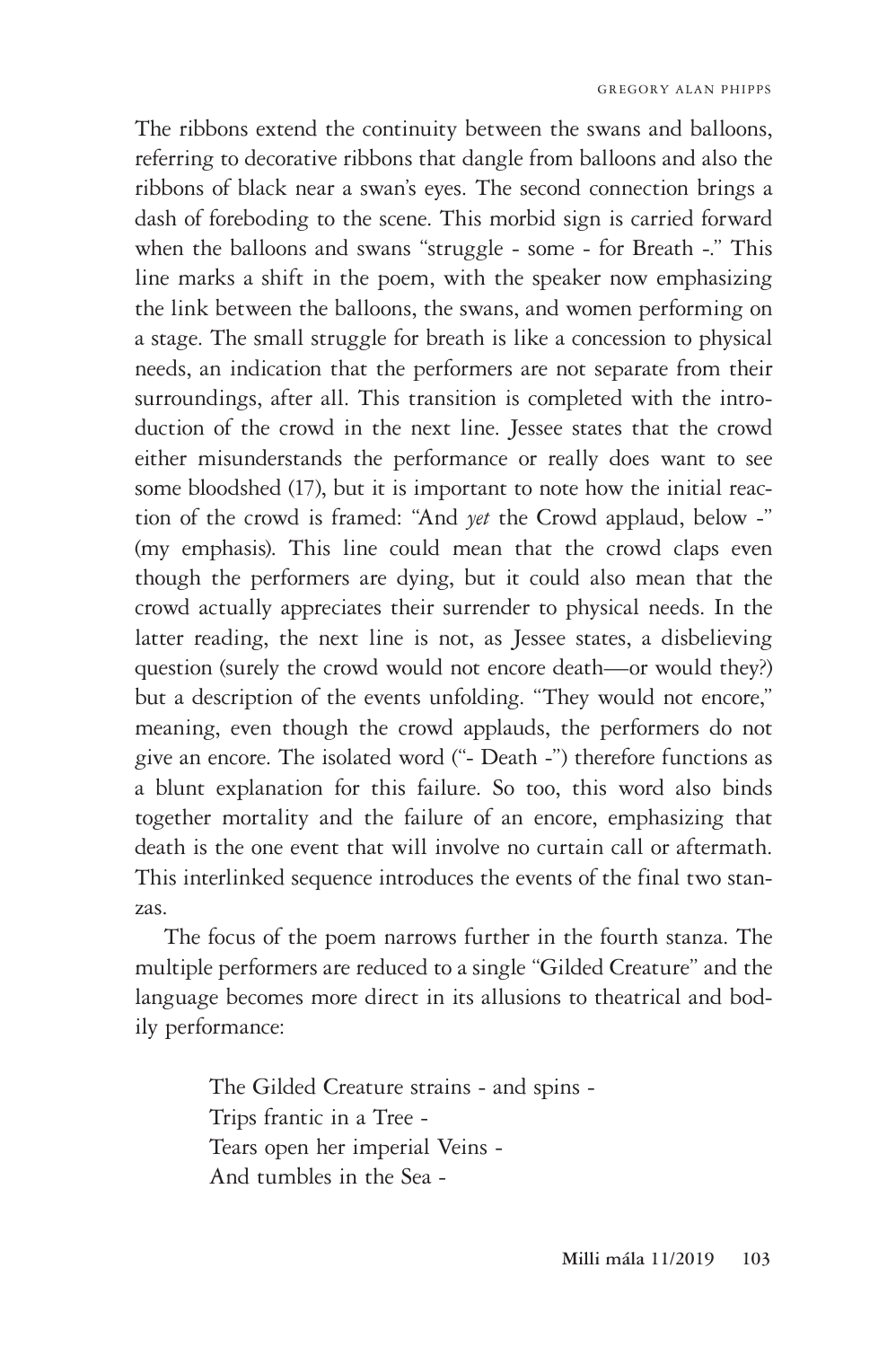The ribbons extend the continuity between the swans and balloons, referring to decorative ribbons that dangle from balloons and also the ribbons of black near a swan's eyes. The second connection brings a dash of foreboding to the scene. This morbid sign is carried forward when the balloons and swans "struggle - some - for Breath -." This line marks a shift in the poem, with the speaker now emphasizing the link between the balloons, the swans, and women performing on a stage. The small struggle for breath is like a concession to physical needs, an indication that the performers are not separate from their surroundings, after all. This transition is completed with the introduction of the crowd in the next line. Jessee states that the crowd either misunderstands the performance or really does want to see some bloodshed (17), but it is important to note how the initial reaction of the crowd is framed: "And *yet* the Crowd applaud, below -" (my emphasis). This line could mean that the crowd claps even though the performers are dying, but it could also mean that the crowd actually appreciates their surrender to physical needs. In the latter reading, the next line is not, as Jessee states, a disbelieving question (surely the crowd would not encore death—or would they?) but a description of the events unfolding. "They would not encore," meaning, even though the crowd applauds, the performers do not give an encore. The isolated word ("- Death -") therefore functions as a blunt explanation for this failure. So too, this word also binds together mortality and the failure of an encore, emphasizing that death is the one event that will involve no curtain call or aftermath. This interlinked sequence introduces the events of the final two stanzas.

The focus of the poem narrows further in the fourth stanza. The multiple performers are reduced to a single "Gilded Creature" and the language becomes more direct in its allusions to theatrical and bodily performance:

> The Gilded Creature strains - and spins -
> Trips frantic in a Tree -
> Tears open her imperial Veins -
> And tumbles in the Sea -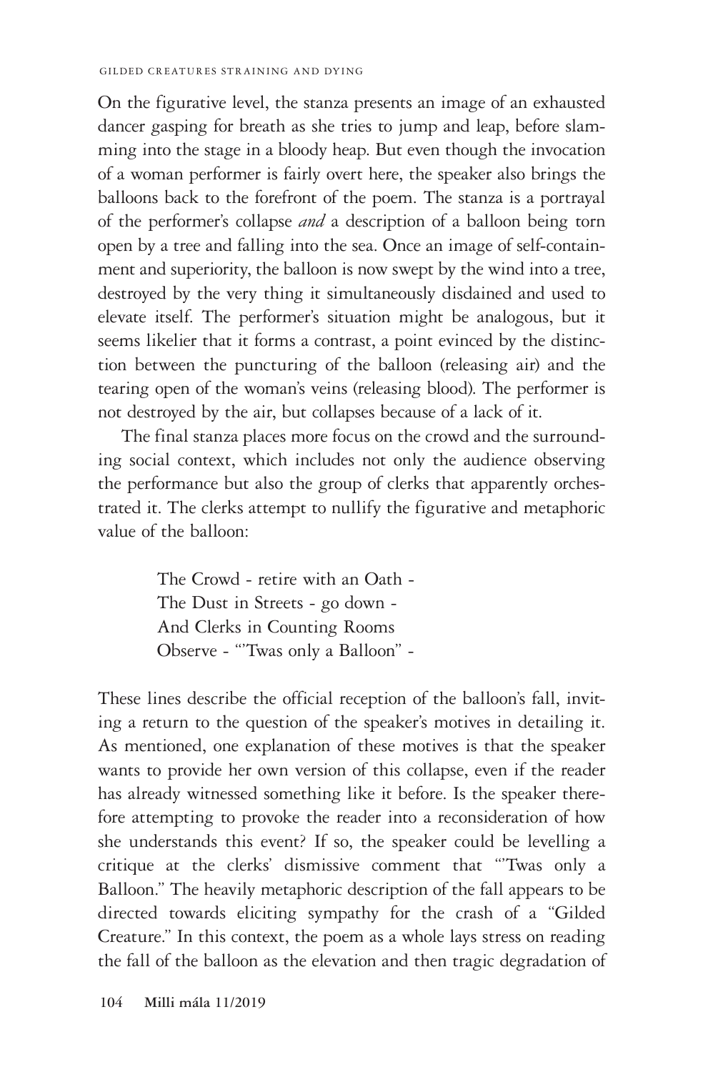On the figurative level, the stanza presents an image of an exhausted dancer gasping for breath as she tries to jump and leap, before slamming into the stage in a bloody heap. But even though the invocation of a woman performer is fairly overt here, the speaker also brings the balloons back to the forefront of the poem. The stanza is a portrayal of the performer's collapse *and* a description of a balloon being torn open by a tree and falling into the sea. Once an image of self-containment and superiority, the balloon is now swept by the wind into a tree, destroyed by the very thing it simultaneously disdained and used to elevate itself. The performer's situation might be analogous, but it seems likelier that it forms a contrast, a point evinced by the distinction between the puncturing of the balloon (releasing air) and the tearing open of the woman's veins (releasing blood). The performer is not destroyed by the air, but collapses because of a lack of it.

The final stanza places more focus on the crowd and the surrounding social context, which includes not only the audience observing the performance but also the group of clerks that apparently orchestrated it. The clerks attempt to nullify the figurative and metaphoric value of the balloon:

> The Crowd - retire with an Oath -
> The Dust in Streets - go down -
> And Clerks in Counting Rooms
> Observe - "'Twas only a Balloon" -

These lines describe the official reception of the balloon's fall, inviting a return to the question of the speaker's motives in detailing it. As mentioned, one explanation of these motives is that the speaker wants to provide her own version of this collapse, even if the reader has already witnessed something like it before. Is the speaker therefore attempting to provoke the reader into a reconsideration of how she understands this event? If so, the speaker could be levelling a critique at the clerks' dismissive comment that "'Twas only a Balloon." The heavily metaphoric description of the fall appears to be directed towards eliciting sympathy for the crash of a "Gilded Creature." In this context, the poem as a whole lays stress on reading the fall of the balloon as the elevation and then tragic degradation of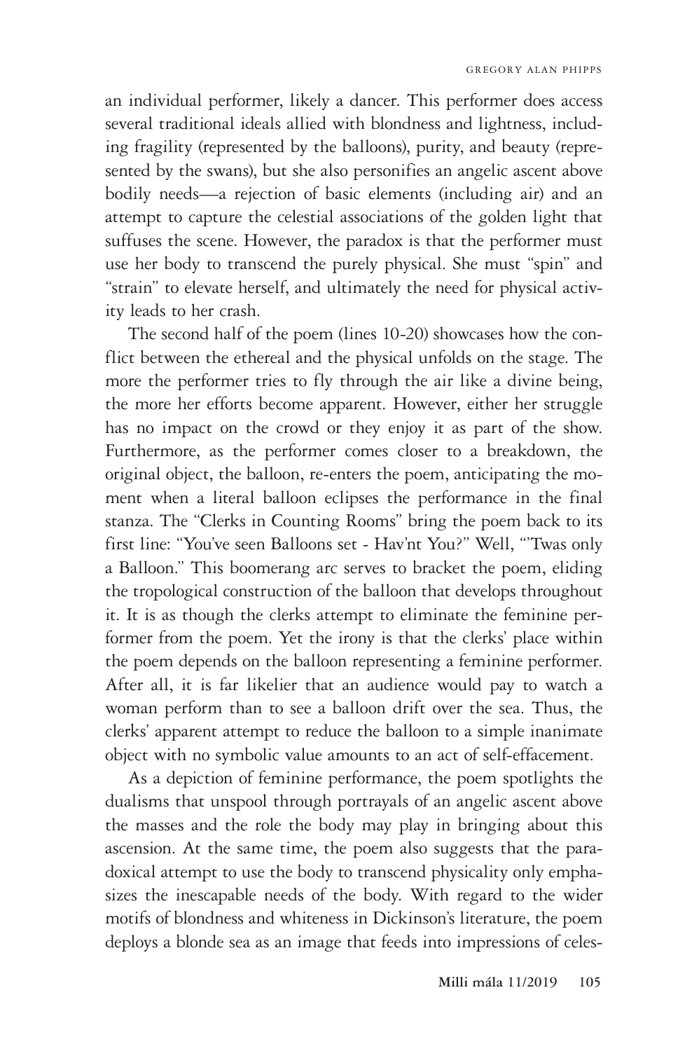an individual performer, likely a dancer. This performer does access several traditional ideals allied with blondness and lightness, including fragility (represented by the balloons), purity, and beauty (represented by the swans), but she also personifies an angelic ascent above bodily needs—a rejection of basic elements (including air) and an attempt to capture the celestial associations of the golden light that suffuses the scene. However, the paradox is that the performer must use her body to transcend the purely physical. She must "spin" and "strain" to elevate herself, and ultimately the need for physical activity leads to her crash.

The second half of the poem (lines 10-20) showcases how the conflict between the ethereal and the physical unfolds on the stage. The more the performer tries to fly through the air like a divine being, the more her efforts become apparent. However, either her struggle has no impact on the crowd or they enjoy it as part of the show. Furthermore, as the performer comes closer to a breakdown, the original object, the balloon, re-enters the poem, anticipating the moment when a literal balloon eclipses the performance in the final stanza. The "Clerks in Counting Rooms" bring the poem back to its first line: "You've seen Balloons set - Hav'nt You?" Well, "'Twas only a Balloon." This boomerang arc serves to bracket the poem, eliding the tropological construction of the balloon that develops throughout it. It is as though the clerks attempt to eliminate the feminine performer from the poem. Yet the irony is that the clerks' place within the poem depends on the balloon representing a feminine performer. After all, it is far likelier that an audience would pay to watch a woman perform than to see a balloon drift over the sea. Thus, the clerks' apparent attempt to reduce the balloon to a simple inanimate object with no symbolic value amounts to an act of self-effacement.

As a depiction of feminine performance, the poem spotlights the dualisms that unspool through portrayals of an angelic ascent above the masses and the role the body may play in bringing about this ascension. At the same time, the poem also suggests that the paradoxical attempt to use the body to transcend physicality only emphasizes the inescapable needs of the body. With regard to the wider motifs of blondness and whiteness in Dickinson's literature, the poem deploys a blonde sea as an image that feeds into impressions of celes-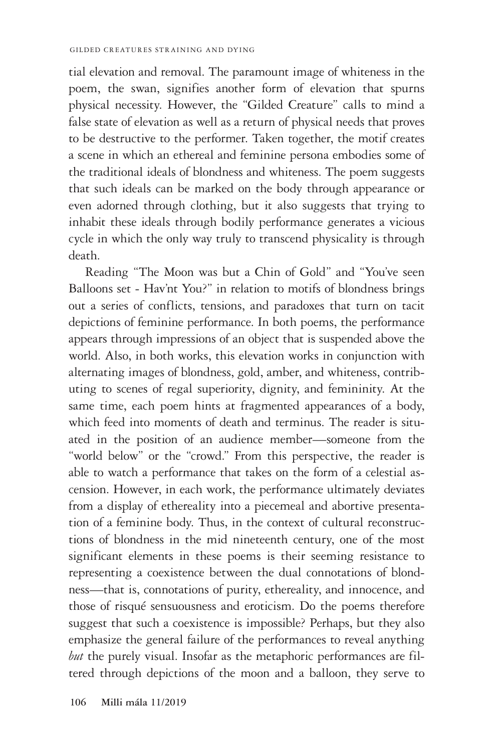tial elevation and removal. The paramount image of whiteness in the poem, the swan, signifies another form of elevation that spurns physical necessity. However, the "Gilded Creature" calls to mind a false state of elevation as well as a return of physical needs that proves to be destructive to the performer. Taken together, the motif creates a scene in which an ethereal and feminine persona embodies some of the traditional ideals of blondness and whiteness. The poem suggests that such ideals can be marked on the body through appearance or even adorned through clothing, but it also suggests that trying to inhabit these ideals through bodily performance generates a vicious cycle in which the only way truly to transcend physicality is through death.

Reading "The Moon was but a Chin of Gold" and "You've seen Balloons set - Hav'nt You?" in relation to motifs of blondness brings out a series of conflicts, tensions, and paradoxes that turn on tacit depictions of feminine performance. In both poems, the performance appears through impressions of an object that is suspended above the world. Also, in both works, this elevation works in conjunction with alternating images of blondness, gold, amber, and whiteness, contributing to scenes of regal superiority, dignity, and femininity. At the same time, each poem hints at fragmented appearances of a body, which feed into moments of death and terminus. The reader is situated in the position of an audience member—someone from the "world below" or the "crowd." From this perspective, the reader is able to watch a performance that takes on the form of a celestial ascension. However, in each work, the performance ultimately deviates from a display of ethereality into a piecemeal and abortive presentation of a feminine body. Thus, in the context of cultural reconstructions of blondness in the mid nineteenth century, one of the most significant elements in these poems is their seeming resistance to representing a coexistence between the dual connotations of blondness—that is, connotations of purity, ethereality, and innocence, and those of risqué sensuousness and eroticism. Do the poems therefore suggest that such a coexistence is impossible? Perhaps, but they also emphasize the general failure of the performances to reveal anything *but* the purely visual. Insofar as the metaphoric performances are filtered through depictions of the moon and a balloon, they serve to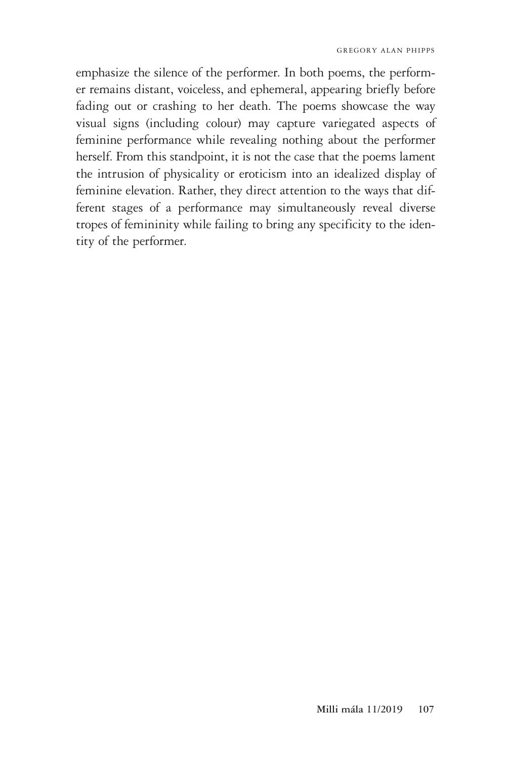emphasize the silence of the performer. In both poems, the performer remains distant, voiceless, and ephemeral, appearing briefly before fading out or crashing to her death. The poems showcase the way visual signs (including colour) may capture variegated aspects of feminine performance while revealing nothing about the performer herself. From this standpoint, it is not the case that the poems lament the intrusion of physicality or eroticism into an idealized display of feminine elevation. Rather, they direct attention to the ways that different stages of a performance may simultaneously reveal diverse tropes of femininity while failing to bring any specificity to the identity of the performer.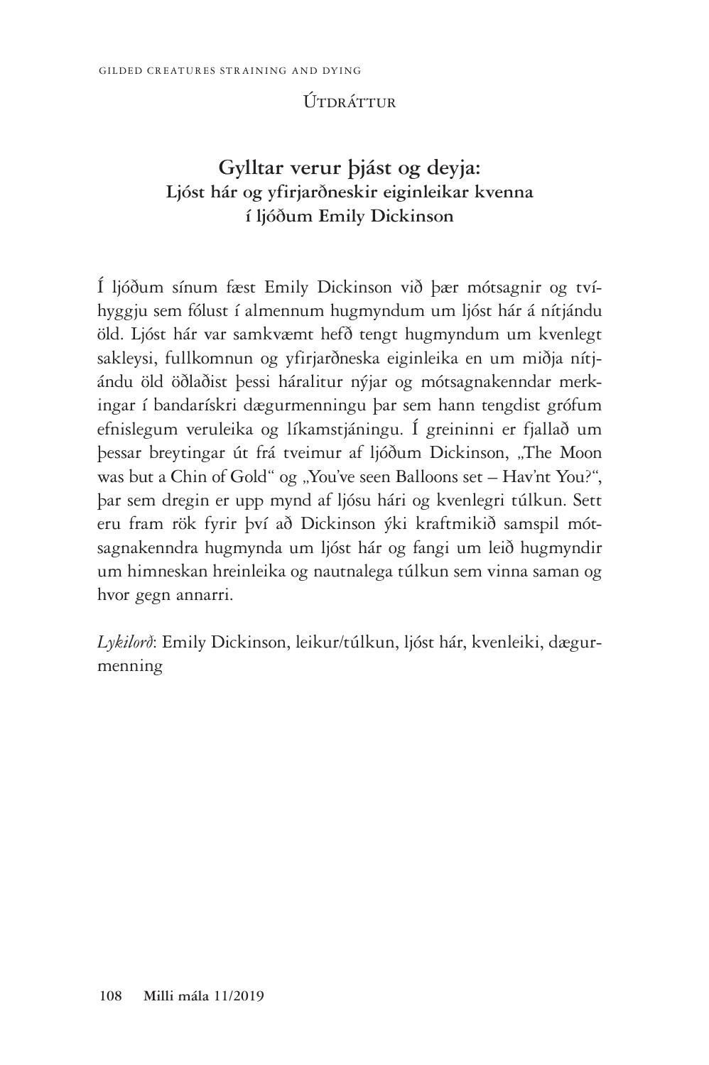## Útdráttur

### Gylltar verur þjást og deyja: Ljóst hár og yfirjarðneskir eiginleikar kvenna í ljóðum Emily Dickinson

Í ljóðum sínum fæst Emily Dickinson við þær mótsagnir og tvíhyggju sem fólust í almennum hugmyndum um ljóst hár á nítjándu öld. Ljóst hár var samkvæmt hefð tengt hugmyndum um kvenlegt sakleysi, fullkomnun og yfirjarðneska eiginleika en um miðja nítjándu öld öðlaðist þessi háralitur nýjar og mótsagnakenndar merkingar í bandarískri dægurmenningu þar sem hann tengdist grófum efnislegum veruleika og líkamstjáningu. Í greininni er fjallað um þessar breytingar út frá tveimur af ljóðum Dickinson, „The Moon was but a Chin of Gold" og „You've seen Balloons set – Hav'nt You?", þar sem dregin er upp mynd af ljósu hári og kvenlegri túlkun. Sett eru fram rök fyrir því að Dickinson ýki kraftmikið samspil mótsagnakenndra hugmynda um ljóst hár og fangi um leið hugmyndir um himneskan hreinleika og nautnalega túlkun sem vinna saman og hvor gegn annarri.

*Lykilorð*: Emily Dickinson, leikur/túlkun, ljóst hár, kvenleiki, dægurmenning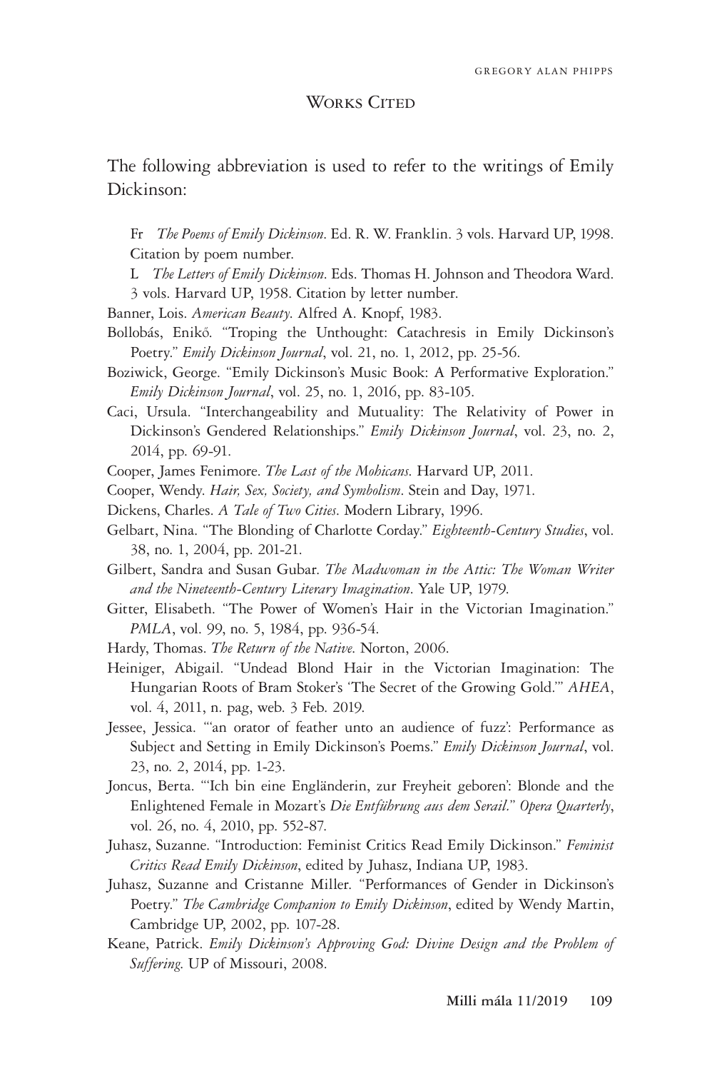## Works Cited

The following abbreviation is used to refer to the writings of Emily Dickinson:

Fr *The Poems of Emily Dickinson*. Ed. R. W. Franklin. 3 vols. Harvard UP, 1998. Citation by poem number.

L *The Letters of Emily Dickinson*. Eds. Thomas H. Johnson and Theodora Ward. 3 vols. Harvard UP, 1958. Citation by letter number.

Banner, Lois. *American Beauty*. Alfred A. Knopf, 1983.

Bollobás, Enikő. "Troping the Unthought: Catachresis in Emily Dickinson's Poetry." *Emily Dickinson Journal*, vol. 21, no. 1, 2012, pp. 25-56.

Boziwick, George. "Emily Dickinson's Music Book: A Performative Exploration." *Emily Dickinson Journal*, vol. 25, no. 1, 2016, pp. 83-105.

Caci, Ursula. "Interchangeability and Mutuality: The Relativity of Power in Dickinson's Gendered Relationships." *Emily Dickinson Journal*, vol. 23, no. 2, 2014, pp. 69-91.

Cooper, James Fenimore. *The Last of the Mohicans*. Harvard UP, 2011.

Cooper, Wendy. *Hair, Sex, Society, and Symbolism*. Stein and Day, 1971.

Dickens, Charles. *A Tale of Two Cities*. Modern Library, 1996.

Gelbart, Nina. "The Blonding of Charlotte Corday." *Eighteenth-Century Studies*, vol. 38, no. 1, 2004, pp. 201-21.

Gilbert, Sandra and Susan Gubar. *The Madwoman in the Attic: The Woman Writer and the Nineteenth-Century Literary Imagination*. Yale UP, 1979.

Gitter, Elisabeth. "The Power of Women's Hair in the Victorian Imagination." *PMLA*, vol. 99, no. 5, 1984, pp. 936-54.

Hardy, Thomas. *The Return of the Native*. Norton, 2006.

Heiniger, Abigail. "Undead Blond Hair in the Victorian Imagination: The Hungarian Roots of Bram Stoker's 'The Secret of the Growing Gold.'" *AHEA*, vol. 4, 2011, n. pag, web. 3 Feb. 2019.

Jessee, Jessica. "'an orator of feather unto an audience of fuzz': Performance as Subject and Setting in Emily Dickinson's Poems." *Emily Dickinson Journal*, vol. 23, no. 2, 2014, pp. 1-23.

Joncus, Berta. "'Ich bin eine Engländerin, zur Freyheit geboren': Blonde and the Enlightened Female in Mozart's *Die Entführung aus dem Serail*." *Opera Quarterly*, vol. 26, no. 4, 2010, pp. 552-87.

Juhasz, Suzanne. "Introduction: Feminist Critics Read Emily Dickinson." *Feminist Critics Read Emily Dickinson*, edited by Juhasz, Indiana UP, 1983.

Juhasz, Suzanne and Cristanne Miller. "Performances of Gender in Dickinson's Poetry." *The Cambridge Companion to Emily Dickinson*, edited by Wendy Martin, Cambridge UP, 2002, pp. 107-28.

Keane, Patrick. *Emily Dickinson's Approving God: Divine Design and the Problem of Suffering*. UP of Missouri, 2008.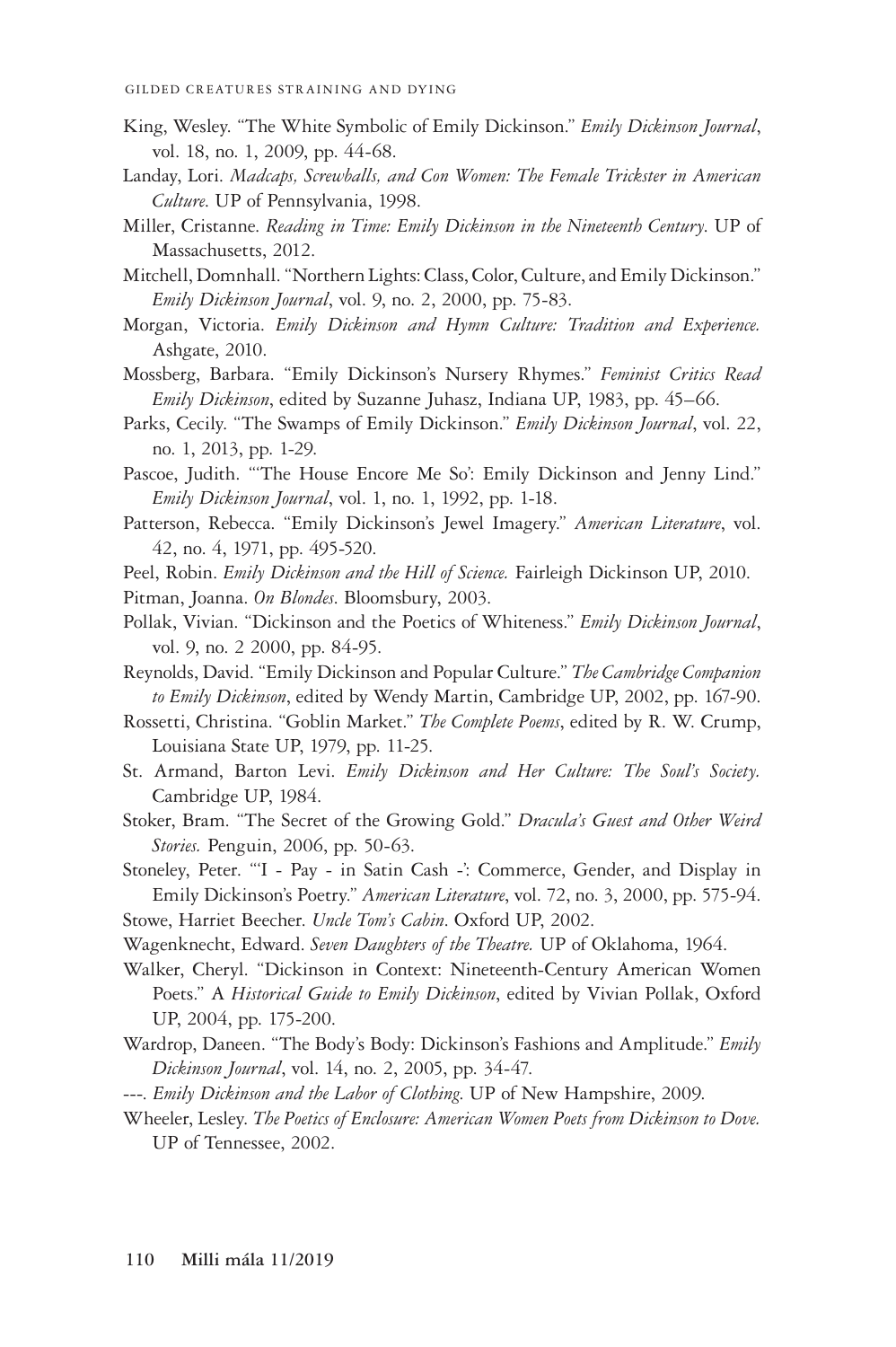King, Wesley. "The White Symbolic of Emily Dickinson." *Emily Dickinson Journal*, vol. 18, no. 1, 2009, pp. 44-68.

Landay, Lori. *Madcaps, Screwballs, and Con Women: The Female Trickster in American Culture*. UP of Pennsylvania, 1998.

Miller, Cristanne. *Reading in Time: Emily Dickinson in the Nineteenth Century*. UP of Massachusetts, 2012.

Mitchell, Domnhall. "Northern Lights: Class, Color, Culture, and Emily Dickinson." *Emily Dickinson Journal*, vol. 9, no. 2, 2000, pp. 75-83.

Morgan, Victoria. *Emily Dickinson and Hymn Culture: Tradition and Experience.* Ashgate, 2010.

Mossberg, Barbara. "Emily Dickinson's Nursery Rhymes." *Feminist Critics Read Emily Dickinson*, edited by Suzanne Juhasz, Indiana UP, 1983, pp. 45–66.

Parks, Cecily. "The Swamps of Emily Dickinson." *Emily Dickinson Journal*, vol. 22, no. 1, 2013, pp. 1-29.

Pascoe, Judith. "'The House Encore Me So': Emily Dickinson and Jenny Lind." *Emily Dickinson Journal*, vol. 1, no. 1, 1992, pp. 1-18.

Patterson, Rebecca. "Emily Dickinson's Jewel Imagery." *American Literature*, vol. 42, no. 4, 1971, pp. 495-520.

Peel, Robin. *Emily Dickinson and the Hill of Science.* Fairleigh Dickinson UP, 2010.

Pitman, Joanna. *On Blondes*. Bloomsbury, 2003.

Pollak, Vivian. "Dickinson and the Poetics of Whiteness." *Emily Dickinson Journal*, vol. 9, no. 2 2000, pp. 84-95.

Reynolds, David. "Emily Dickinson and Popular Culture." *The Cambridge Companion to Emily Dickinson*, edited by Wendy Martin, Cambridge UP, 2002, pp. 167-90.

Rossetti, Christina. "Goblin Market." *The Complete Poems*, edited by R. W. Crump, Louisiana State UP, 1979, pp. 11-25.

St. Armand, Barton Levi. *Emily Dickinson and Her Culture: The Soul's Society.* Cambridge UP, 1984.

Stoker, Bram. "The Secret of the Growing Gold." *Dracula's Guest and Other Weird Stories.* Penguin, 2006, pp. 50-63.

Stoneley, Peter. "'I - Pay - in Satin Cash -': Commerce, Gender, and Display in Emily Dickinson's Poetry." *American Literature*, vol. 72, no. 3, 2000, pp. 575-94.

Stowe, Harriet Beecher. *Uncle Tom's Cabin*. Oxford UP, 2002.

Wagenknecht, Edward. *Seven Daughters of the Theatre.* UP of Oklahoma, 1964.

Walker, Cheryl. "Dickinson in Context: Nineteenth-Century American Women Poets." A *Historical Guide to Emily Dickinson*, edited by Vivian Pollak, Oxford UP, 2004, pp. 175-200.

Wardrop, Daneen. "The Body's Body: Dickinson's Fashions and Amplitude." *Emily Dickinson Journal*, vol. 14, no. 2, 2005, pp. 34-47.

---. *Emily Dickinson and the Labor of Clothing.* UP of New Hampshire, 2009.

Wheeler, Lesley. *The Poetics of Enclosure: American Women Poets from Dickinson to Dove.* UP of Tennessee, 2002.